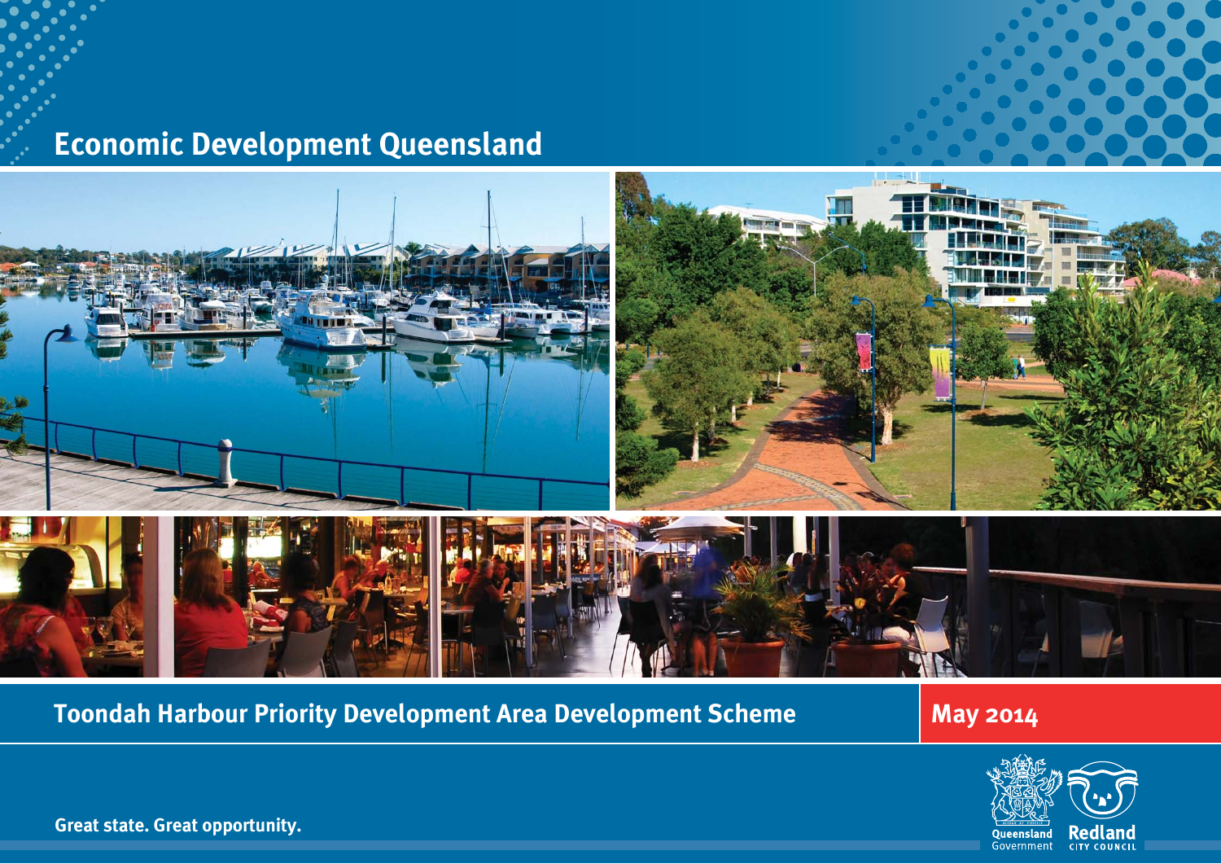# Economic Development Queensland

## Toondah Harbour Priority Development Area Development Scheme

**May 2014**

**Great state. Great opportunity.**

Queensland Government

Redland City Council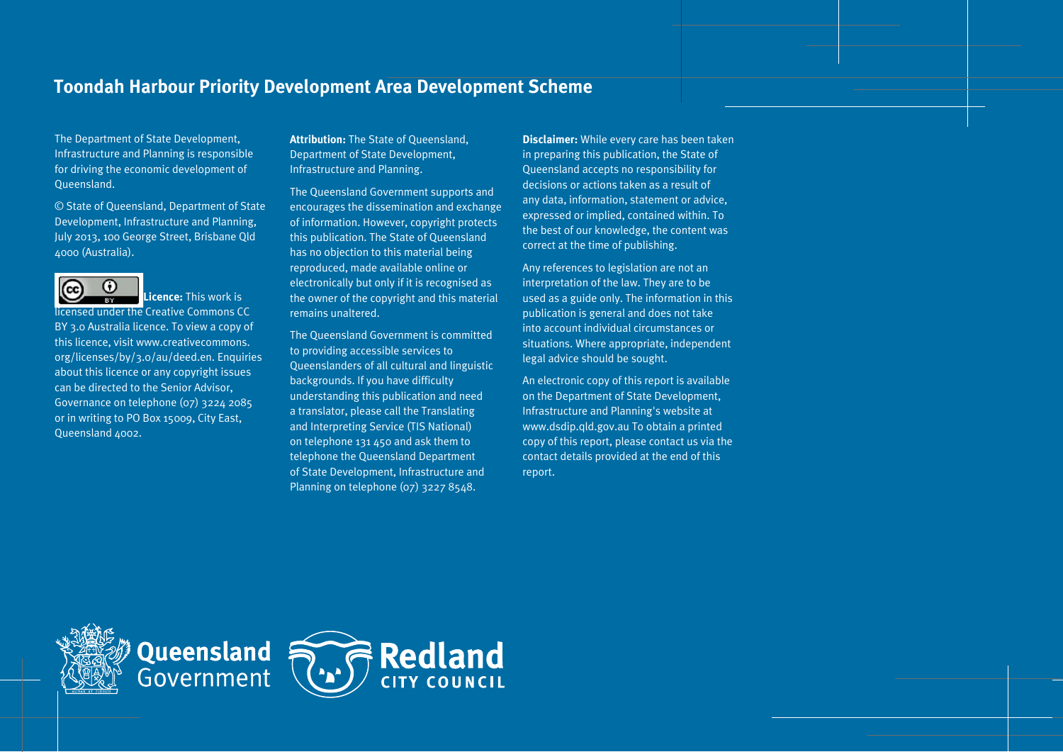# Toondah Harbour Priority Development Area Development Scheme

The Department of State Development, Infrastructure and Planning is responsible for driving the economic development of Queensland.

© State of Queensland, Department of State Development, Infrastructure and Planning, July 2013, 100 George Street, Brisbane Qld 4000 (Australia).

**Licence:** This work is licensed under the Creative Commons CC BY 3.0 Australia licence. To view a copy of this licence, visit www.creativecommons.org/licenses/by/3.0/au/deed.en. Enquiries about this licence or any copyright issues can be directed to the Senior Advisor, Governance on telephone (07) 3224 2085 or in writing to PO Box 15009, City East, Queensland 4002.

**Attribution:** The State of Queensland, Department of State Development, Infrastructure and Planning.

The Queensland Government supports and encourages the dissemination and exchange of information. However, copyright protects this publication. The State of Queensland has no objection to this material being reproduced, made available online or electronically but only if it is recognised as the owner of the copyright and this material remains unaltered.

The Queensland Government is committed to providing accessible services to Queenslanders of all cultural and linguistic backgrounds. If you have difficulty understanding this publication and need a translator, please call the Translating and Interpreting Service (TIS National) on telephone 131 450 and ask them to telephone the Queensland Department of State Development, Infrastructure and Planning on telephone (07) 3227 8548.

**Disclaimer:** While every care has been taken in preparing this publication, the State of Queensland accepts no responsibility for decisions or actions taken as a result of any data, information, statement or advice, expressed or implied, contained within. To the best of our knowledge, the content was correct at the time of publishing.

Any references to legislation are not an interpretation of the law. They are to be used as a guide only. The information in this publication is general and does not take into account individual circumstances or situations. Where appropriate, independent legal advice should be sought.

An electronic copy of this report is available on the Department of State Development, Infrastructure and Planning's website at www.dsdip.qld.gov.au To obtain a printed copy of this report, please contact us via the contact details provided at the end of this report.

Queensland Government

Redland City Council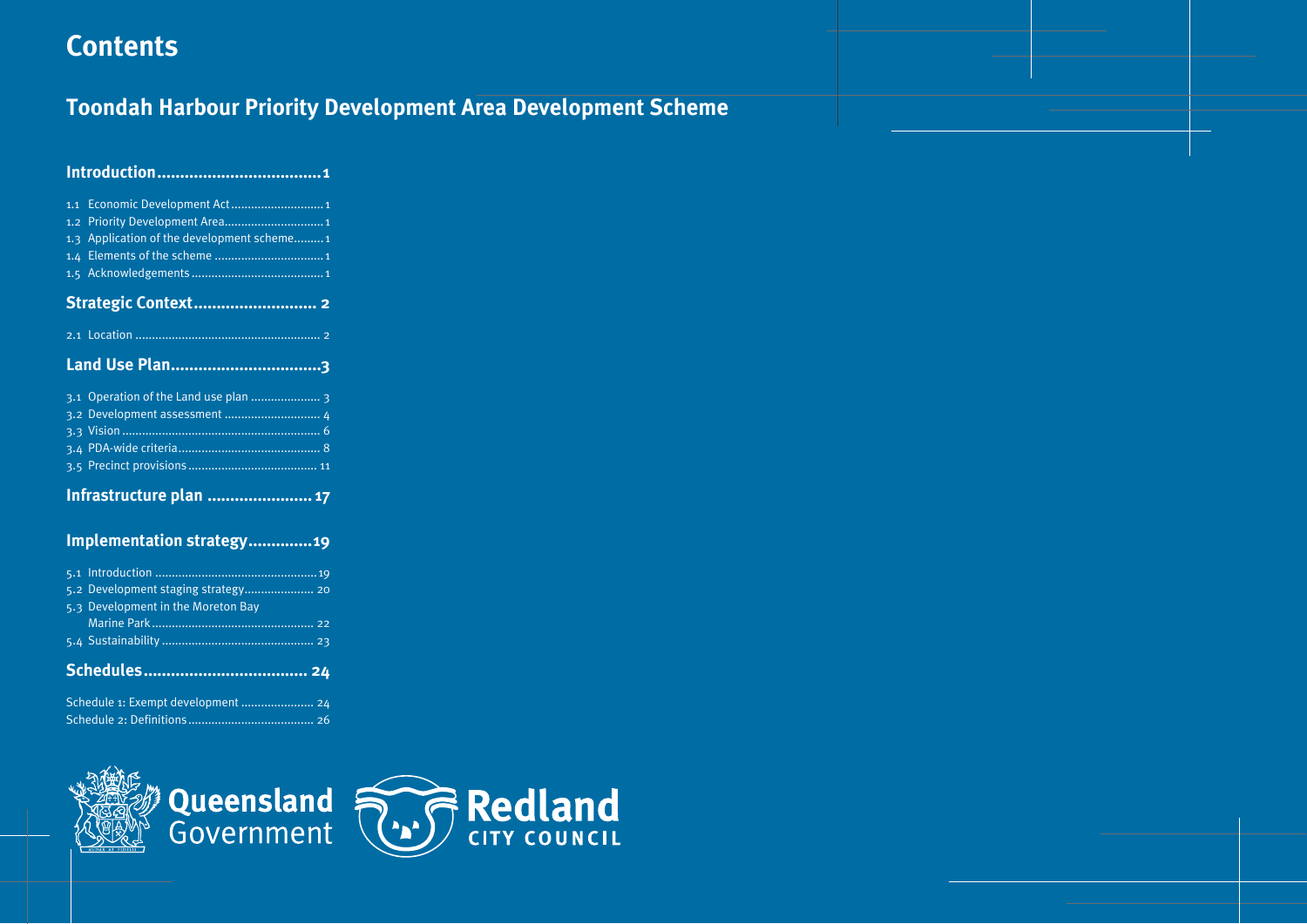# Contents

## Toondah Harbour Priority Development Area Development Scheme

**Introduction....................................1**

1.1 Economic Development Act............................1
1.2 Priority Development Area..............................1
1.3 Application of the development scheme.........1
1.4 Elements of the scheme .................................1
1.5 Acknowledgements........................................1

**Strategic Context........................... 2**

2.1 Location ........................................................ 2

**Land Use Plan.................................3**

3.1 Operation of the Land use plan ..................... 3
3.2 Development assessment ............................. 4
3.3 Vision ............................................................ 6
3.4 PDA-wide criteria........................................... 8
3.5 Precinct provisions ....................................... 11

**Infrastructure plan ....................... 17**

**Implementation strategy..............19**

5.1 Introduction .................................................19
5.2 Development staging strategy..................... 20
5.3 Development in the Moreton Bay Marine Park ................................................. 22
5.4 Sustainability .............................................. 23

**Schedules.................................... 24**

Schedule 1: Exempt development ...................... 24
Schedule 2: Definitions...................................... 26

Queensland Government

Redland City Council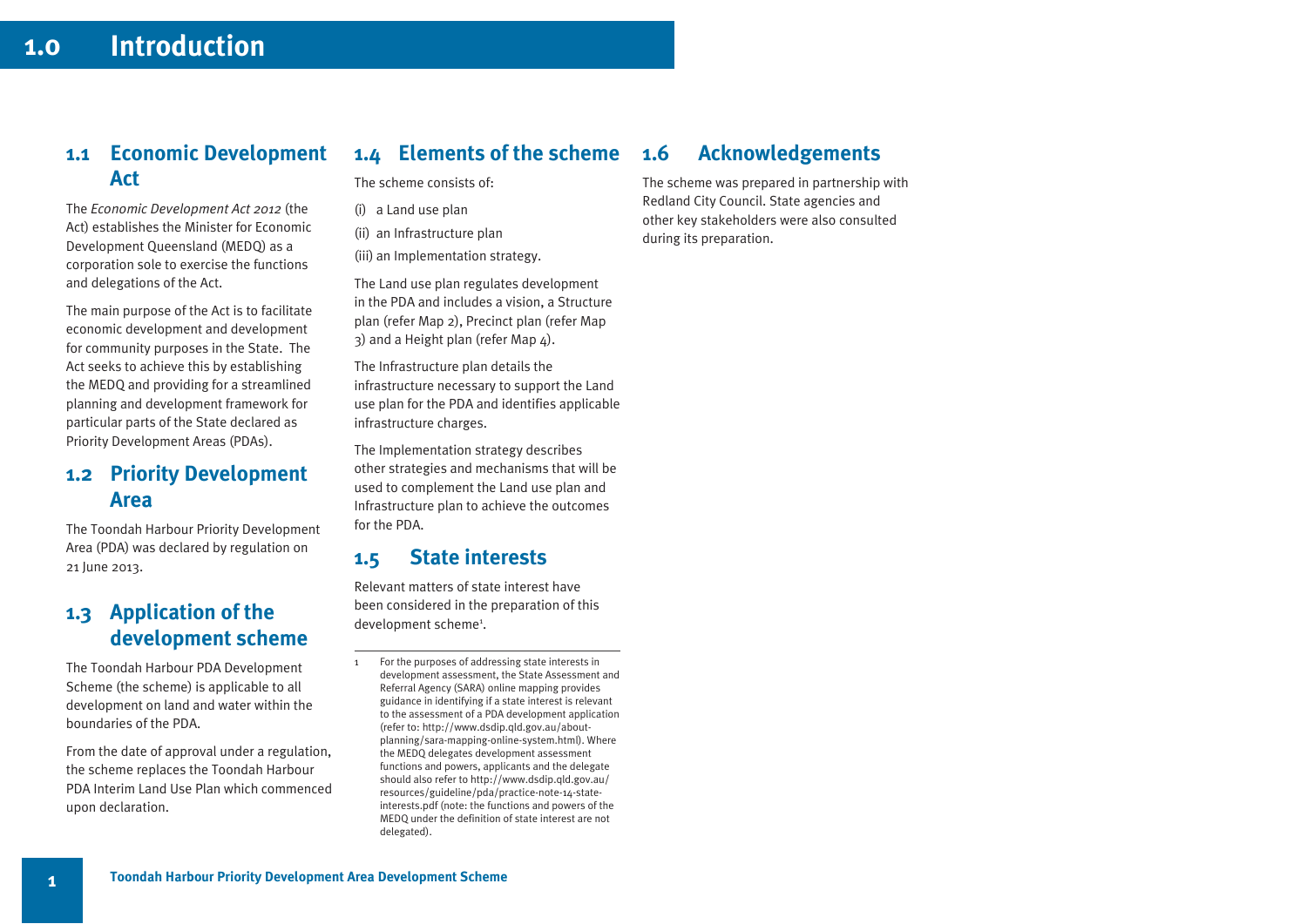# 1.0 Introduction

## 1.1 Economic Development Act

The *Economic Development Act 2012* (the Act) establishes the Minister for Economic Development Queensland (MEDQ) as a corporation sole to exercise the functions and delegations of the Act.

The main purpose of the Act is to facilitate economic development and development for community purposes in the State. The Act seeks to achieve this by establishing the MEDQ and providing for a streamlined planning and development framework for particular parts of the State declared as Priority Development Areas (PDAs).

## 1.2 Priority Development Area

The Toondah Harbour Priority Development Area (PDA) was declared by regulation on 21 June 2013.

## 1.3 Application of the development scheme

The Toondah Harbour PDA Development Scheme (the scheme) is applicable to all development on land and water within the boundaries of the PDA.

From the date of approval under a regulation, the scheme replaces the Toondah Harbour PDA Interim Land Use Plan which commenced upon declaration.

## 1.4 Elements of the scheme

The scheme consists of:

(i) a Land use plan

(ii) an Infrastructure plan

(iii) an Implementation strategy.

The Land use plan regulates development in the PDA and includes a vision, a Structure plan (refer Map 2), Precinct plan (refer Map 3) and a Height plan (refer Map 4).

The Infrastructure plan details the infrastructure necessary to support the Land use plan for the PDA and identifies applicable infrastructure charges.

The Implementation strategy describes other strategies and mechanisms that will be used to complement the Land use plan and Infrastructure plan to achieve the outcomes for the PDA.

## 1.5 State interests

Relevant matters of state interest have been considered in the preparation of this development scheme[1].

---

1 For the purposes of addressing state interests in development assessment, the State Assessment and Referral Agency (SARA) online mapping provides guidance in identifying if a state interest is relevant to the assessment of a PDA development application (refer to: http://www.dsdip.qld.gov.au/about-planning/sara-mapping-online-system.html). Where the MEDQ delegates development assessment functions and powers, applicants and the delegate should also refer to http://www.dsdip.qld.gov.au/resources/guideline/pda/practice-note-14-state-interests.pdf (note: the functions and powers of the MEDQ under the definition of state interest are not delegated).

## 1.6 Acknowledgements

The scheme was prepared in partnership with Redland City Council. State agencies and other key stakeholders were also consulted during its preparation.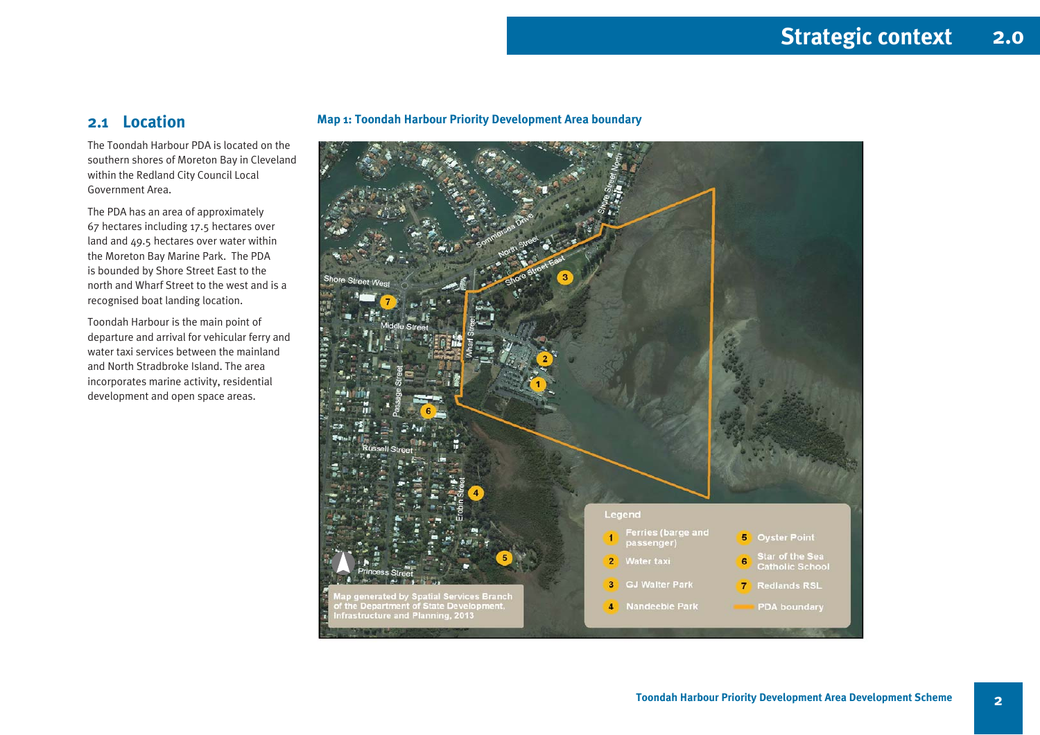## 2.1 Location

The Toondah Harbour PDA is located on the southern shores of Moreton Bay in Cleveland within the Redland City Council Local Government Area.

The PDA has an area of approximately 67 hectares including 17.5 hectares over land and 49.5 hectares over water within the Moreton Bay Marine Park. The PDA is bounded by Shore Street East to the north and Wharf Street to the west and is a recognised boat landing location.

Toondah Harbour is the main point of departure and arrival for vehicular ferry and water taxi services between the mainland and North Stradbroke Island. The area incorporates marine activity, residential development and open space areas.

**Map 1: Toondah Harbour Priority Development Area boundary**

Legend

1 Ferries (barge and passenger)

2 Water taxi

3 GJ Walter Park

4 Nandeebie Park

5 Oyster Point

6 Star of the Sea Catholic School

7 Redlands RSL

PDA boundary

Map generated by Spatial Services Branch of the Department of State Development, Infrastructure and Planning, 2013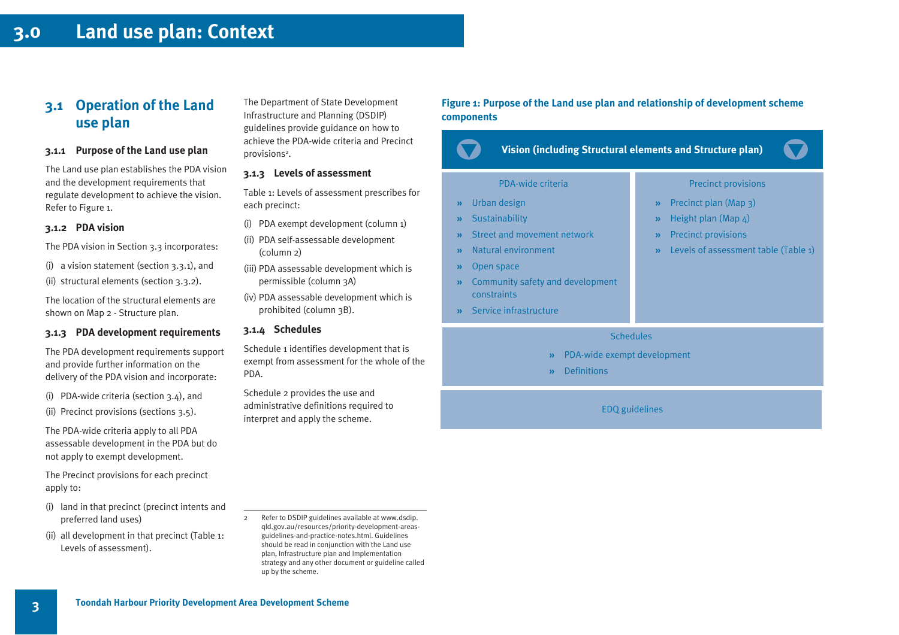# 3.0 Land use plan: Context

## 3.1 Operation of the Land use plan

### 3.1.1 Purpose of the Land use plan

The Land use plan establishes the PDA vision and the development requirements that regulate development to achieve the vision. Refer to Figure 1.

### 3.1.2 PDA vision

The PDA vision in Section 3.3 incorporates:

(i) a vision statement (section 3.3.1), and

(ii) structural elements (section 3.3.2).

The location of the structural elements are shown on Map 2 - Structure plan.

### 3.1.3 PDA development requirements

The PDA development requirements support and provide further information on the delivery of the PDA vision and incorporate:

(i) PDA-wide criteria (section 3.4), and

(ii) Precinct provisions (sections 3.5).

The PDA-wide criteria apply to all PDA assessable development in the PDA but do not apply to exempt development.

The Precinct provisions for each precinct apply to:

(i) land in that precinct (precinct intents and preferred land uses)

(ii) all development in that precinct (Table 1: Levels of assessment).

The Department of State Development Infrastructure and Planning (DSDIP) guidelines provide guidance on how to achieve the PDA-wide criteria and Precinct provisions[2].

### 3.1.3 Levels of assessment

Table 1: Levels of assessment prescribes for each precinct:

(i) PDA exempt development (column 1)

(ii) PDA self-assessable development (column 2)

(iii) PDA assessable development which is permissible (column 3A)

(iv) PDA assessable development which is prohibited (column 3B).

### 3.1.4 Schedules

Schedule 1 identifies development that is exempt from assessment for the whole of the PDA.

Schedule 2 provides the use and administrative definitions required to interpret and apply the scheme.

2 Refer to DSDIP guidelines available at www.dsdip.qld.gov.au/resources/priority-development-areas-guidelines-and-practice-notes.html. Guidelines should be read in conjunction with the Land use plan, Infrastructure plan and Implementation strategy and any other document or guideline called up by the scheme.

**Figure 1: Purpose of the Land use plan and relationship of development scheme components**

Vision (including Structural elements and Structure plan)

PDA-wide criteria
- Urban design
- Sustainability
- Street and movement network
- Natural environment
- Open space
- Community safety and development constraints
- Service infrastructure

Precinct provisions
- Precinct plan (Map 3)
- Height plan (Map 4)
- Precinct provisions
- Levels of assessment table (Table 1)

Schedules
- PDA-wide exempt development
- Definitions

EDQ guidelines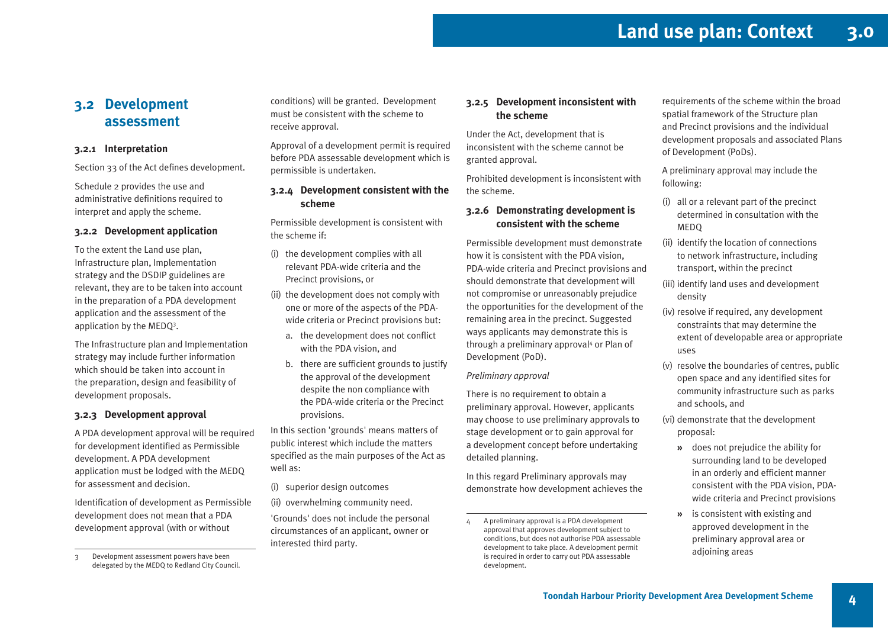## 3.2 Development assessment

### 3.2.1 Interpretation

Section 33 of the Act defines development.

Schedule 2 provides the use and administrative definitions required to interpret and apply the scheme.

### 3.2.2 Development application

To the extent the Land use plan, Infrastructure plan, Implementation strategy and the DSDIP guidelines are relevant, they are to be taken into account in the preparation of a PDA development application and the assessment of the application by the MEDQ[3].

The Infrastructure plan and Implementation strategy may include further information which should be taken into account in the preparation, design and feasibility of development proposals.

### 3.2.3 Development approval

A PDA development approval will be required for development identified as Permissible development. A PDA development application must be lodged with the MEDQ for assessment and decision.

Identification of development as Permissible development does not mean that a PDA development approval (with or without conditions) will be granted. Development must be consistent with the scheme to receive approval.

Approval of a development permit is required before PDA assessable development which is permissible is undertaken.

### 3.2.4 Development consistent with the scheme

Permissible development is consistent with the scheme if:

(i) the development complies with all relevant PDA-wide criteria and the Precinct provisions, or

(ii) the development does not comply with one or more of the aspects of the PDA-wide criteria or Precinct provisions but:

  a. the development does not conflict with the PDA vision, and

  b. there are sufficient grounds to justify the approval of the development despite the non compliance with the PDA-wide criteria or the Precinct provisions.

In this section 'grounds' means matters of public interest which include the matters specified as the main purposes of the Act as well as:

(i) superior design outcomes

(ii) overwhelming community need.

'Grounds' does not include the personal circumstances of an applicant, owner or interested third party.

### 3.2.5 Development inconsistent with the scheme

Under the Act, development that is inconsistent with the scheme cannot be granted approval.

Prohibited development is inconsistent with the scheme.

### 3.2.6 Demonstrating development is consistent with the scheme

Permissible development must demonstrate how it is consistent with the PDA vision, PDA-wide criteria and Precinct provisions and should demonstrate that development will not compromise or unreasonably prejudice the opportunities for the development of the remaining area in the precinct. Suggested ways applicants may demonstrate this is through a preliminary approval[4] or Plan of Development (PoD).

*Preliminary approval*

There is no requirement to obtain a preliminary approval. However, applicants may choose to use preliminary approvals to stage development or to gain approval for a development concept before undertaking detailed planning.

In this regard Preliminary approvals may demonstrate how development achieves the requirements of the scheme within the broad spatial framework of the Structure plan and Precinct provisions and the individual development proposals and associated Plans of Development (PoDs).

A preliminary approval may include the following:

(i) all or a relevant part of the precinct determined in consultation with the MEDQ

(ii) identify the location of connections to network infrastructure, including transport, within the precinct

(iii) identify land uses and development density

(iv) resolve if required, any development constraints that may determine the extent of developable area or appropriate uses

(v) resolve the boundaries of centres, public open space and any identified sites for community infrastructure such as parks and schools, and

(vi) demonstrate that the development proposal:

  » does not prejudice the ability for surrounding land to be developed in an orderly and efficient manner consistent with the PDA vision, PDA-wide criteria and Precinct provisions

  » is consistent with existing and approved development in the preliminary approval area or adjoining areas

---

3 Development assessment powers have been delegated by the MEDQ to Redland City Council.

4 A preliminary approval is a PDA development approval that approves development subject to conditions, but does not authorise PDA assessable development to take place. A development permit is required in order to carry out PDA assessable development.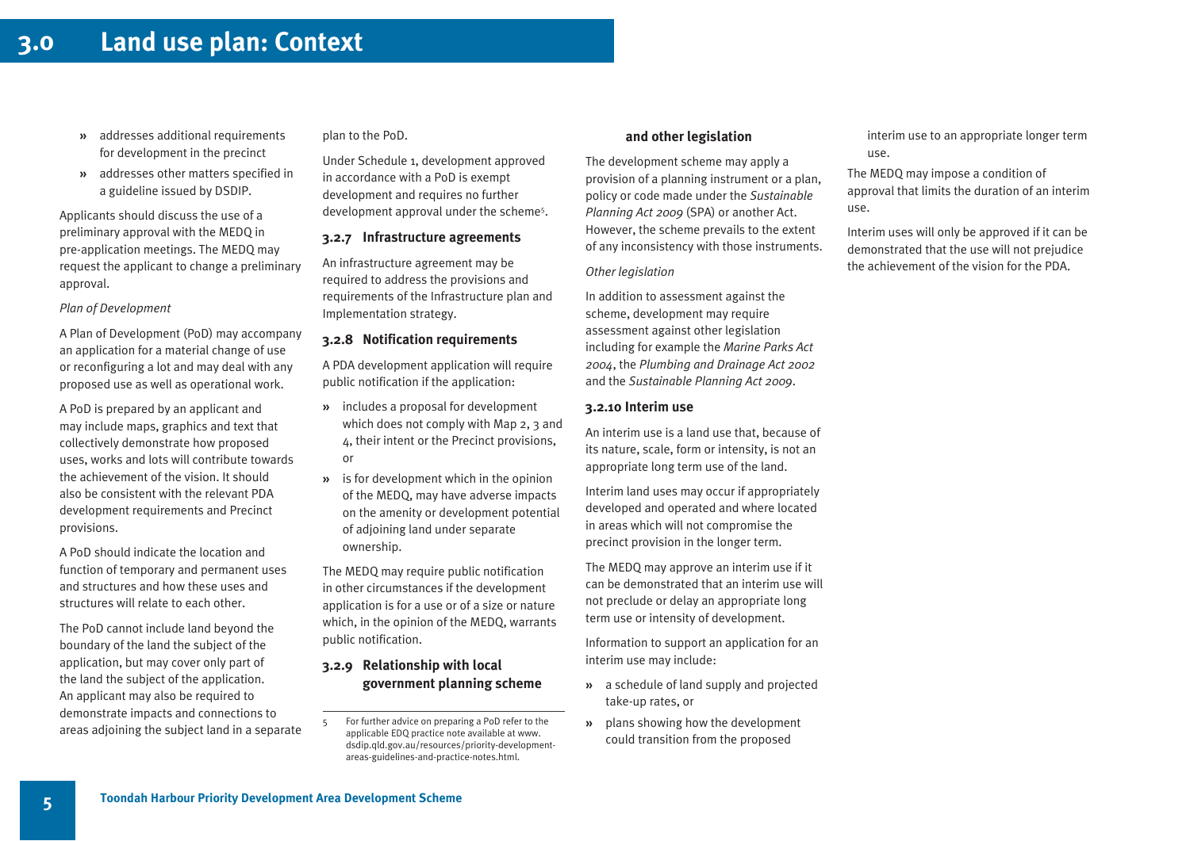- addresses additional requirements for development in the precinct
- addresses other matters specified in a guideline issued by DSDIP.

Applicants should discuss the use of a preliminary approval with the MEDQ in pre-application meetings. The MEDQ may request the applicant to change a preliminary approval.

*Plan of Development*

A Plan of Development (PoD) may accompany an application for a material change of use or reconfiguring a lot and may deal with any proposed use as well as operational work.

A PoD is prepared by an applicant and may include maps, graphics and text that collectively demonstrate how proposed uses, works and lots will contribute towards the achievement of the vision. It should also be consistent with the relevant PDA development requirements and Precinct provisions.

A PoD should indicate the location and function of temporary and permanent uses and structures and how these uses and structures will relate to each other.

The PoD cannot include land beyond the boundary of the land the subject of the application, but may cover only part of the land the subject of the application. An applicant may also be required to demonstrate impacts and connections to areas adjoining the subject land in a separate plan to the PoD.

Under Schedule 1, development approved in accordance with a PoD is exempt development and requires no further development approval under the scheme[5].

### 3.2.7 Infrastructure agreements

An infrastructure agreement may be required to address the provisions and requirements of the Infrastructure plan and Implementation strategy.

### 3.2.8 Notification requirements

A PDA development application will require public notification if the application:

- includes a proposal for development which does not comply with Map 2, 3 and 4, their intent or the Precinct provisions, or
- is for development which in the opinion of the MEDQ, may have adverse impacts on the amenity or development potential of adjoining land under separate ownership.

The MEDQ may require public notification in other circumstances if the development application is for a use or of a size or nature which, in the opinion of the MEDQ, warrants public notification.

### 3.2.9 Relationship with local government planning scheme and other legislation

The development scheme may apply a provision of a planning instrument or a plan, policy or code made under the *Sustainable Planning Act 2009* (SPA) or another Act. However, the scheme prevails to the extent of any inconsistency with those instruments.

*Other legislation*

In addition to assessment against the scheme, development may require assessment against other legislation including for example the *Marine Parks Act 2004*, the *Plumbing and Drainage Act 2002* and the *Sustainable Planning Act 2009*.

### 3.2.10 Interim use

An interim use is a land use that, because of its nature, scale, form or intensity, is not an appropriate long term use of the land.

Interim land uses may occur if appropriately developed and operated and where located in areas which will not compromise the precinct provision in the longer term.

The MEDQ may approve an interim use if it can be demonstrated that an interim use will not preclude or delay an appropriate long term use or intensity of development.

Information to support an application for an interim use may include:

- a schedule of land supply and projected take-up rates, or
- plans showing how the development could transition from the proposed interim use to an appropriate longer term use.

The MEDQ may impose a condition of approval that limits the duration of an interim use.

Interim uses will only be approved if it can be demonstrated that the use will not prejudice the achievement of the vision for the PDA.

---

5 For further advice on preparing a PoD refer to the applicable EDQ practice note available at www.dsdip.qld.gov.au/resources/priority-development-areas-guidelines-and-practice-notes.html.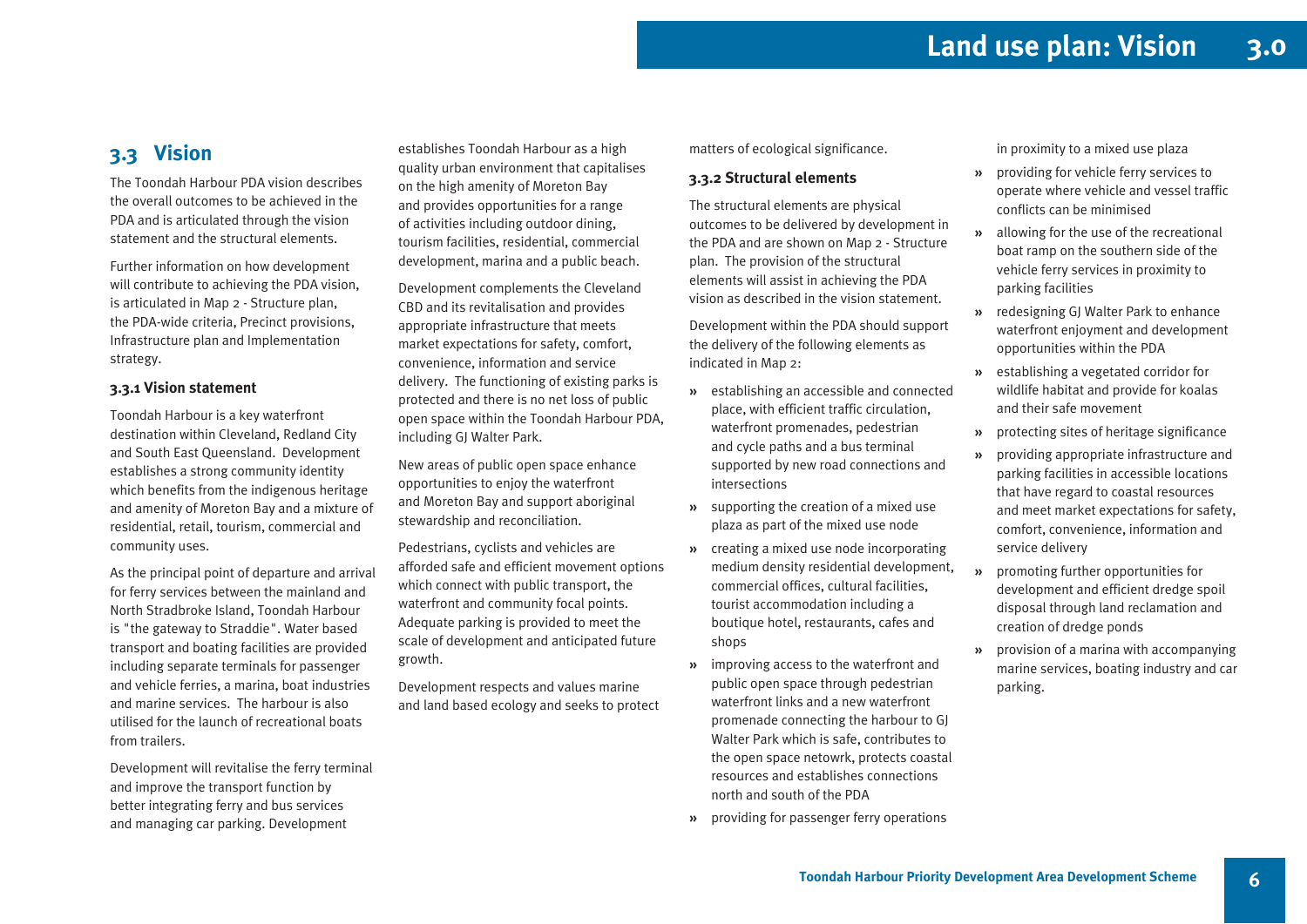## 3.3 Vision

The Toondah Harbour PDA vision describes the overall outcomes to be achieved in the PDA and is articulated through the vision statement and the structural elements.

Further information on how development will contribute to achieving the PDA vision, is articulated in Map 2 - Structure plan, the PDA-wide criteria, Precinct provisions, Infrastructure plan and Implementation strategy.

### 3.3.1 Vision statement

Toondah Harbour is a key waterfront destination within Cleveland, Redland City and South East Queensland. Development establishes a strong community identity which benefits from the indigenous heritage and amenity of Moreton Bay and a mixture of residential, retail, tourism, commercial and community uses.

As the principal point of departure and arrival for ferry services between the mainland and North Stradbroke Island, Toondah Harbour is "the gateway to Straddie". Water based transport and boating facilities are provided including separate terminals for passenger and vehicle ferries, a marina, boat industries and marine services. The harbour is also utilised for the launch of recreational boats from trailers.

Development will revitalise the ferry terminal and improve the transport function by better integrating ferry and bus services and managing car parking. Development establishes Toondah Harbour as a high quality urban environment that capitalises on the high amenity of Moreton Bay and provides opportunities for a range of activities including outdoor dining, tourism facilities, residential, commercial development, marina and a public beach.

Development complements the Cleveland CBD and its revitalisation and provides appropriate infrastructure that meets market expectations for safety, comfort, convenience, information and service delivery. The functioning of existing parks is protected and there is no net loss of public open space within the Toondah Harbour PDA, including GJ Walter Park.

New areas of public open space enhance opportunities to enjoy the waterfront and Moreton Bay and support aboriginal stewardship and reconciliation.

Pedestrians, cyclists and vehicles are afforded safe and efficient movement options which connect with public transport, the waterfront and community focal points. Adequate parking is provided to meet the scale of development and anticipated future growth.

Development respects and values marine and land based ecology and seeks to protect matters of ecological significance.

### 3.3.2 Structural elements

The structural elements are physical outcomes to be delivered by development in the PDA and are shown on Map 2 - Structure plan. The provision of the structural elements will assist in achieving the PDA vision as described in the vision statement.

Development within the PDA should support the delivery of the following elements as indicated in Map 2:

- establishing an accessible and connected place, with efficient traffic circulation, waterfront promenades, pedestrian and cycle paths and a bus terminal supported by new road connections and intersections
- supporting the creation of a mixed use plaza as part of the mixed use node
- creating a mixed use node incorporating medium density residential development, commercial offices, cultural facilities, tourist accommodation including a boutique hotel, restaurants, cafes and shops
- improving access to the waterfront and public open space through pedestrian waterfront links and a new waterfront promenade connecting the harbour to GJ Walter Park which is safe, contributes to the open space netowrk, protects coastal resources and establishes connections north and south of the PDA
- providing for passenger ferry operations in proximity to a mixed use plaza
- providing for vehicle ferry services to operate where vehicle and vessel traffic conflicts can be minimised
- allowing for the use of the recreational boat ramp on the southern side of the vehicle ferry services in proximity to parking facilities
- redesigning GJ Walter Park to enhance waterfront enjoyment and development opportunities within the PDA
- establishing a vegetated corridor for wildlife habitat and provide for koalas and their safe movement
- protecting sites of heritage significance
- providing appropriate infrastructure and parking facilities in accessible locations that have regard to coastal resources and meet market expectations for safety, comfort, convenience, information and service delivery
- promoting further opportunities for development and efficient dredge spoil disposal through land reclamation and creation of dredge ponds
- provision of a marina with accompanying marine services, boating industry and car parking.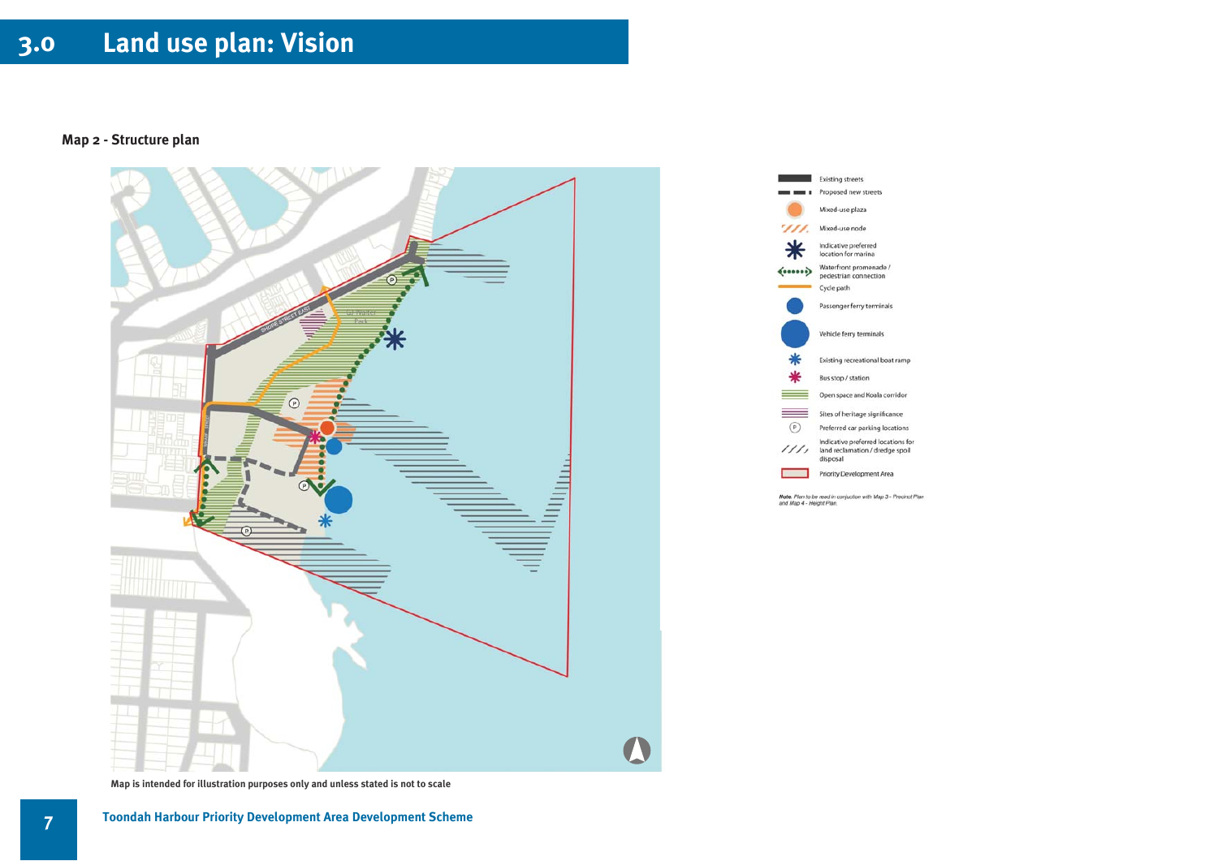# 3.0 Land use plan: Vision

### Map 2 - Structure plan

Existing streets

Proposed new streets

Mixed-use plaza

Mixed-use node

Indicative preferred location for marina

Waterfront promenade / pedestrian connection

Cycle path

Passenger ferry terminals

Vehicle ferry terminals

Existing recreational boat ramp

Bus stop / station

Open space and Koala corridor

Sites of heritage significance

Preferred car parking locations

Indicative preferred locations for land reclamation / dredge spoil disposal

Priority Development Area

*Note. Plan to be read in conjunction with Map 3 - Precinct Plan and Map 4 - Height Plan.*

**Map is intended for illustration purposes only and unless stated is not to scale**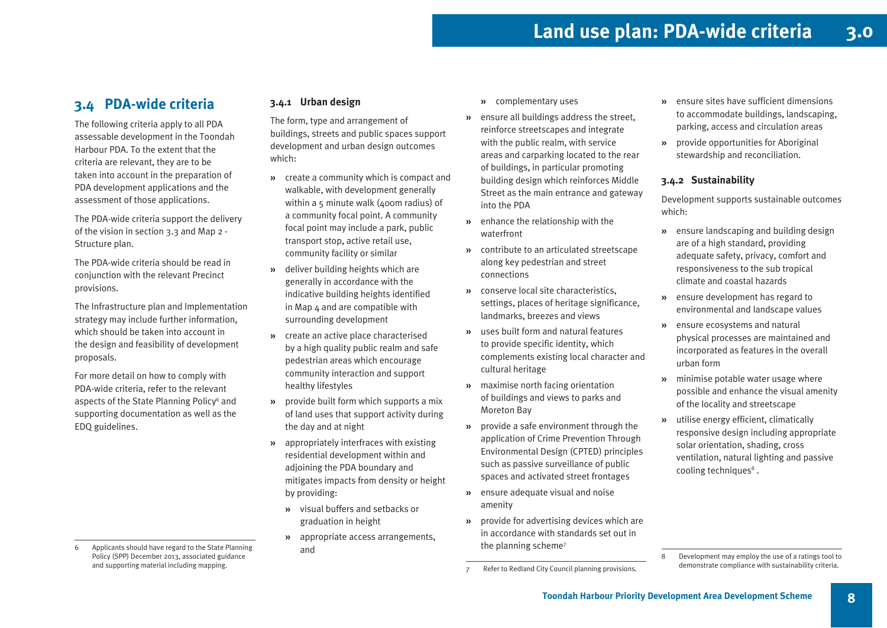## 3.4 PDA-wide criteria

The following criteria apply to all PDA assessable development in the Toondah Harbour PDA. To the extent that the criteria are relevant, they are to be taken into account in the preparation of PDA development applications and the assessment of those applications.

The PDA-wide criteria support the delivery of the vision in section 3.3 and Map 2 - Structure plan.

The PDA-wide criteria should be read in conjunction with the relevant Precinct provisions.

The Infrastructure plan and Implementation strategy may include further information, which should be taken into account in the design and feasibility of development proposals.

For more detail on how to comply with PDA-wide criteria, refer to the relevant aspects of the State Planning Policy[6] and supporting documentation as well as the EDQ guidelines.

### 3.4.1 Urban design

The form, type and arrangement of buildings, streets and public spaces support development and urban design outcomes which:

- create a community which is compact and walkable, with development generally within a 5 minute walk (400m radius) of a community focal point. A community focal point may include a park, public transport stop, active retail use, community facility or similar
- deliver building heights which are generally in accordance with the indicative building heights identified in Map 4 and are compatible with surrounding development
- create an active place characterised by a high quality public realm and safe pedestrian areas which encourage community interaction and support healthy lifestyles
- provide built form which supports a mix of land uses that support activity during the day and at night
- appropriately interfraces with existing residential development within and adjoining the PDA boundary and mitigates impacts from density or height by providing:
  - visual buffers and setbacks or graduation in height
  - appropriate access arrangements, and
  - complementary uses
- ensure all buildings address the street, reinforce streetscapes and integrate with the public realm, with service areas and carparking located to the rear of buildings, in particular promoting building design which reinforces Middle Street as the main entrance and gateway into the PDA
- enhance the relationship with the waterfront
- contribute to an articulated streetscape along key pedestrian and street connections
- conserve local site characteristics, settings, places of heritage significance, landmarks, breezes and views
- uses built form and natural features to provide specific identity, which complements existing local character and cultural heritage
- maximise north facing orientation of buildings and views to parks and Moreton Bay
- provide a safe environment through the application of Crime Prevention Through Environmental Design (CPTED) principles such as passive surveillance of public spaces and activated street frontages
- ensure adequate visual and noise amenity
- provide for advertising devices which are in accordance with standards set out in the planning scheme[7]
- ensure sites have sufficient dimensions to accommodate buildings, landscaping, parking, access and circulation areas
- provide opportunities for Aboriginal stewardship and reconciliation.

### 3.4.2 Sustainability

Development supports sustainable outcomes which:

- ensure landscaping and building design are of a high standard, providing adequate safety, privacy, comfort and responsiveness to the sub tropical climate and coastal hazards
- ensure development has regard to environmental and landscape values
- ensure ecosystems and natural physical processes are maintained and incorporated as features in the overall urban form
- minimise potable water usage where possible and enhance the visual amenity of the locality and streetscape
- utilise energy efficient, climatically responsive design including appropriate solar orientation, shading, cross ventilation, natural lighting and passive cooling techniques[8] .

---

6 Applicants should have regard to the State Planning Policy (SPP) December 2013, associated guidance and supporting material including mapping.

7 Refer to Redland City Council planning provisions.

8 Development may employ the use of a ratings tool to demonstrate compliance with sustainability criteria.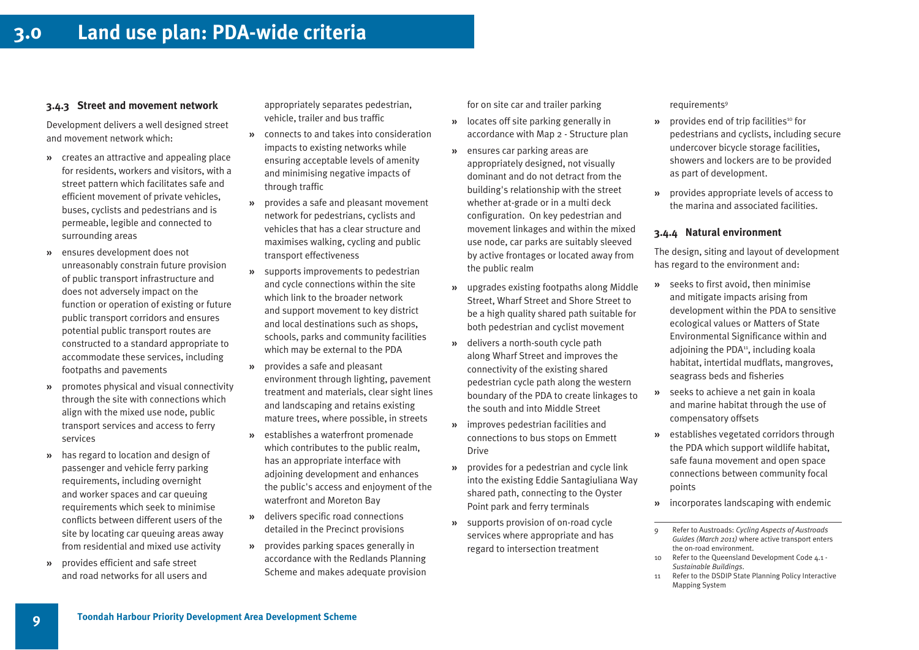# 3.0 Land use plan: PDA-wide criteria

### 3.4.3 Street and movement network

Development delivers a well designed street and movement network which:

- creates an attractive and appealing place for residents, workers and visitors, with a street pattern which facilitates safe and efficient movement of private vehicles, buses, cyclists and pedestrians and is permeable, legible and connected to surrounding areas
- ensures development does not unreasonably constrain future provision of public transport infrastructure and does not adversely impact on the function or operation of existing or future public transport corridors and ensures potential public transport routes are constructed to a standard appropriate to accommodate these services, including footpaths and pavements
- promotes physical and visual connectivity through the site with connections which align with the mixed use node, public transport services and access to ferry services
- has regard to location and design of passenger and vehicle ferry parking requirements, including overnight and worker spaces and car queuing requirements which seek to minimise conflicts between different users of the site by locating car queuing areas away from residential and mixed use activity
- provides efficient and safe street and road networks for all users and appropriately separates pedestrian, vehicle, trailer and bus traffic
- connects to and takes into consideration impacts to existing networks while ensuring acceptable levels of amenity and minimising negative impacts of through traffic
- provides a safe and pleasant movement network for pedestrians, cyclists and vehicles that has a clear structure and maximises walking, cycling and public transport effectiveness
- supports improvements to pedestrian and cycle connections within the site which link to the broader network and support movement to key district and local destinations such as shops, schools, parks and community facilities which may be external to the PDA
- provides a safe and pleasant environment through lighting, pavement treatment and materials, clear sight lines and landscaping and retains existing mature trees, where possible, in streets
- establishes a waterfront promenade which contributes to the public realm, has an appropriate interface with adjoining development and enhances the public's access and enjoyment of the waterfront and Moreton Bay
- delivers specific road connections detailed in the Precinct provisions
- provides parking spaces generally in accordance with the Redlands Planning Scheme and makes adequate provision for on site car and trailer parking
- locates off site parking generally in accordance with Map 2 - Structure plan
- ensures car parking areas are appropriately designed, not visually dominant and do not detract from the building's relationship with the street whether at-grade or in a multi deck configuration. On key pedestrian and movement linkages and within the mixed use node, car parks are suitably sleeved by active frontages or located away from the public realm
- upgrades existing footpaths along Middle Street, Wharf Street and Shore Street to be a high quality shared path suitable for both pedestrian and cyclist movement
- delivers a north-south cycle path along Wharf Street and improves the connectivity of the existing shared pedestrian cycle path along the western boundary of the PDA to create linkages to the south and into Middle Street
- improves pedestrian facilities and connections to bus stops on Emmett Drive
- provides for a pedestrian and cycle link into the existing Eddie Santagiuliana Way shared path, connecting to the Oyster Point park and ferry terminals
- supports provision of on-road cycle services where appropriate and has regard to intersection treatment requirements[9]
- provides end of trip facilities[10] for pedestrians and cyclists, including secure undercover bicycle storage facilities, showers and lockers are to be provided as part of development.
- provides appropriate levels of access to the marina and associated facilities.

### 3.4.4 Natural environment

The design, siting and layout of development has regard to the environment and:

- seeks to first avoid, then minimise and mitigate impacts arising from development within the PDA to sensitive ecological values or Matters of State Environmental Significance within and adjoining the PDA[11], including koala habitat, intertidal mudflats, mangroves, seagrass beds and fisheries
- seeks to achieve a net gain in koala and marine habitat through the use of compensatory offsets
- establishes vegetated corridors through the PDA which support wildlife habitat, safe fauna movement and open space connections between community focal points
- incorporates landscaping with endemic

---

9 Refer to Austroads: *Cycling Aspects of Austroads Guides (March 2011)* where active transport enters the on-road environment.

10 Refer to the Queensland Development Code 4.1 - *Sustainable Buildings*.

11 Refer to the DSDIP State Planning Policy Interactive Mapping System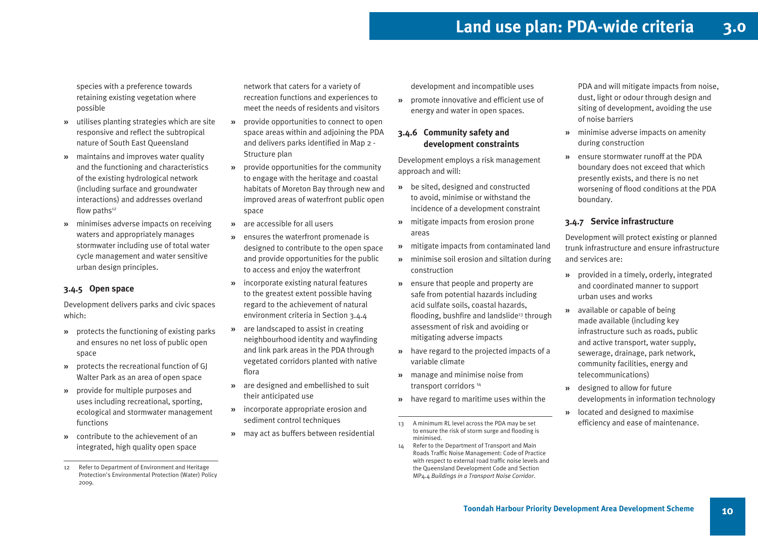species with a preference towards retaining existing vegetation where possible

- utilises planting strategies which are site responsive and reflect the subtropical nature of South East Queensland
- maintains and improves water quality and the functioning and characteristics of the existing hydrological network (including surface and groundwater interactions) and addresses overland flow paths[12]
- minimises adverse impacts on receiving waters and appropriately manages stormwater including use of total water cycle management and water sensitive urban design principles.

### 3.4.5 Open space

Development delivers parks and civic spaces which:

- protects the functioning of existing parks and ensures no net loss of public open space
- protects the recreational function of GJ Walter Park as an area of open space
- provide for multiple purposes and uses including recreational, sporting, ecological and stormwater management functions
- contribute to the achievement of an integrated, high quality open space network that caters for a variety of recreation functions and experiences to meet the needs of residents and visitors
- provide opportunities to connect to open space areas within and adjoining the PDA and delivers parks identified in Map 2 - Structure plan
- provide opportunities for the community to engage with the heritage and coastal habitats of Moreton Bay through new and improved areas of waterfront public open space
- are accessible for all users
- ensures the waterfront promenade is designed to contribute to the open space and provide opportunities for the public to access and enjoy the waterfront
- incorporate existing natural features to the greatest extent possible having regard to the achievement of natural environment criteria in Section 3.4.4
- are landscaped to assist in creating neighbourhood identity and wayfinding and link park areas in the PDA through vegetated corridors planted with native flora
- are designed and embellished to suit their anticipated use
- incorporate appropriate erosion and sediment control techniques
- may act as buffers between residential development and incompatible uses
- promote innovative and efficient use of energy and water in open spaces.

### 3.4.6 Community safety and development constraints

Development employs a risk management approach and will:

- be sited, designed and constructed to avoid, minimise or withstand the incidence of a development constraint
- mitigate impacts from erosion prone areas
- mitigate impacts from contaminated land
- minimise soil erosion and siltation during construction
- ensure that people and property are safe from potential hazards including acid sulfate soils, coastal hazards, flooding, bushfire and landslide[13] through assessment of risk and avoiding or mitigating adverse impacts
- have regard to the projected impacts of a variable climate
- manage and minimise noise from transport corridors [14]
- have regard to maritime uses within the PDA and will mitigate impacts from noise, dust, light or odour through design and siting of development, avoiding the use of noise barriers
- minimise adverse impacts on amenity during construction
- ensure stormwater runoff at the PDA boundary does not exceed that which presently exists, and there is no net worsening of flood conditions at the PDA boundary.

### 3.4.7 Service infrastructure

Development will protect existing or planned trunk infrastructure and ensure infrastructure and services are:

- provided in a timely, orderly, integrated and coordinated manner to support urban uses and works
- available or capable of being made available (including key infrastructure such as roads, public and active transport, water supply, sewerage, drainage, park network, community facilities, energy and telecommunications)
- designed to allow for future developments in information technology
- located and designed to maximise efficiency and ease of maintenance.

---

12 Refer to Department of Environment and Heritage Protection's Environmental Protection (Water) Policy 2009.

13 A minimum RL level across the PDA may be set to ensure the risk of storm surge and flooding is minimised.

14 Refer to the Department of Transport and Main Roads Traffic Noise Management: Code of Practice with respect to external road traffic noise levels and the Queensland Development Code and Section MP4.4 *Buildings in a Transport Noise Corridor*.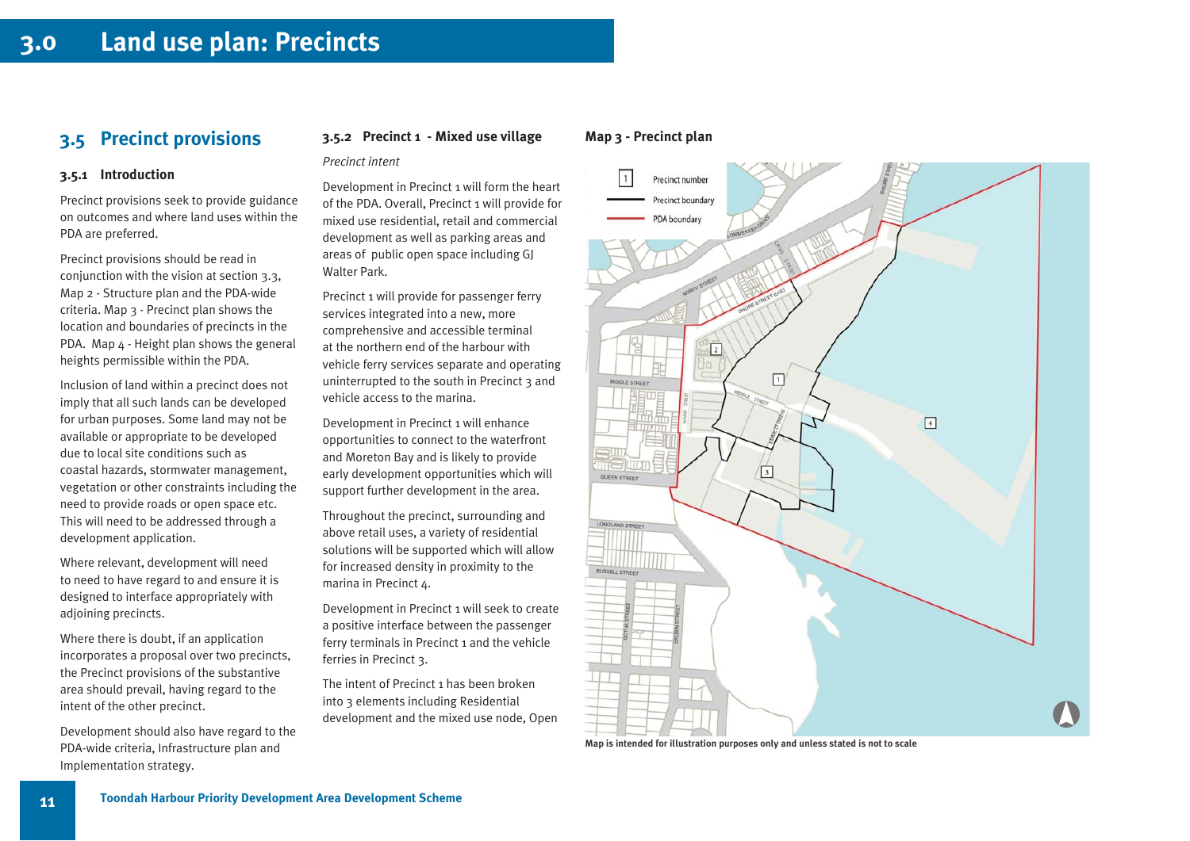# 3.0 Land use plan: Precincts

## 3.5 Precinct provisions

### 3.5.1 Introduction

Precinct provisions seek to provide guidance on outcomes and where land uses within the PDA are preferred.

Precinct provisions should be read in conjunction with the vision at section 3.3, Map 2 - Structure plan and the PDA-wide criteria. Map 3 - Precinct plan shows the location and boundaries of precincts in the PDA. Map 4 - Height plan shows the general heights permissible within the PDA.

Inclusion of land within a precinct does not imply that all such lands can be developed for urban purposes. Some land may not be available or appropriate to be developed due to local site conditions such as coastal hazards, stormwater management, vegetation or other constraints including the need to provide roads or open space etc. This will need to be addressed through a development application.

Where relevant, development will need to have regard to and ensure it is designed to interface appropriately with adjoining precincts.

Where there is doubt, if an application incorporates a proposal over two precincts, the Precinct provisions of the substantive area should prevail, having regard to the intent of the other precinct.

Development should also have regard to the PDA-wide criteria, Infrastructure plan and Implementation strategy.

### 3.5.2 Precinct 1 - Mixed use village

*Precinct intent*

Development in Precinct 1 will form the heart of the PDA. Overall, Precinct 1 will provide for mixed use residential, retail and commercial development as well as parking areas and areas of public open space including GJ Walter Park.

Precinct 1 will provide for passenger ferry services integrated into a new, more comprehensive and accessible terminal at the northern end of the harbour with vehicle ferry services separate and operating uninterrupted to the south in Precinct 3 and vehicle access to the marina.

Development in Precinct 1 will enhance opportunities to connect to the waterfront and Moreton Bay and is likely to provide early development opportunities which will support further development in the area.

Throughout the precinct, surrounding and above retail uses, a variety of residential solutions will be supported which will allow for increased density in proximity to the marina in Precinct 4.

Development in Precinct 1 will seek to create a positive interface between the passenger ferry terminals in Precinct 1 and the vehicle ferries in Precinct 3.

The intent of Precinct 1 has been broken into 3 elements including Residential development and the mixed use node, Open

**Map 3 - Precinct plan**

Precinct number
Precinct boundary
PDA boundary

1
2
3
4

SHORE STREET
COMMERCIAL DRIVE
NORTH STREET
SHORE STREET EAST
CROSS STREET
MIDDLE STREET
WHARF STREET
EMMETT DRIVE
QUEEN STREET
LONGLAND STREET
RUSSELL STREET
GOTHA STREET
BRODEN STREET

Map is intended for illustration purposes only and unless stated is not to scale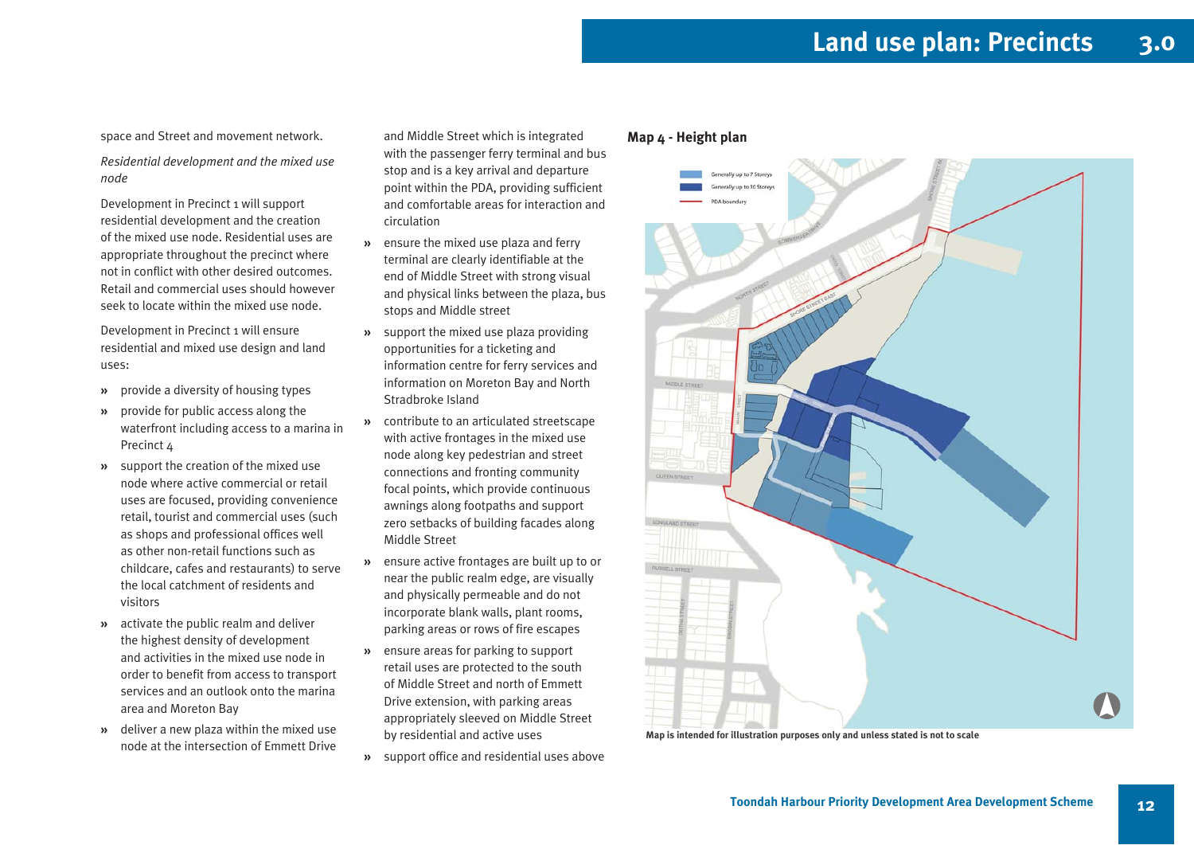space and Street and movement network.

*Residential development and the mixed use node*

Development in Precinct 1 will support residential development and the creation of the mixed use node. Residential uses are appropriate throughout the precinct where not in conflict with other desired outcomes. Retail and commercial uses should however seek to locate within the mixed use node.

Development in Precinct 1 will ensure residential and mixed use design and land uses:

- provide a diversity of housing types
- provide for public access along the waterfront including access to a marina in Precinct 4
- support the creation of the mixed use node where active commercial or retail uses are focused, providing convenience retail, tourist and commercial uses (such as shops and professional offices well as other non-retail functions such as childcare, cafes and restaurants) to serve the local catchment of residents and visitors
- activate the public realm and deliver the highest density of development and activities in the mixed use node in order to benefit from access to transport services and an outlook onto the marina area and Moreton Bay
- deliver a new plaza within the mixed use node at the intersection of Emmett Drive and Middle Street which is integrated with the passenger ferry terminal and bus stop and is a key arrival and departure point within the PDA, providing sufficient and comfortable areas for interaction and circulation
- ensure the mixed use plaza and ferry terminal are clearly identifiable at the end of Middle Street with strong visual and physical links between the plaza, bus stops and Middle street
- support the mixed use plaza providing opportunities for a ticketing and information centre for ferry services and information on Moreton Bay and North Stradbroke Island
- contribute to an articulated streetscape with active frontages in the mixed use node along key pedestrian and street connections and fronting community focal points, which provide continuous awnings along footpaths and support zero setbacks of building facades along Middle Street
- ensure active frontages are built up to or near the public realm edge, are visually and physically permeable and do not incorporate blank walls, plant rooms, parking areas or rows of fire escapes
- ensure areas for parking to support retail uses are protected to the south of Middle Street and north of Emmett Drive extension, with parking areas appropriately sleeved on Middle Street by residential and active uses
- support office and residential uses above

**Map 4 - Height plan**

Generally up to 7 Storeys
Generally up to 10 Storeys
PDA boundary

Map is intended for illustration purposes only and unless stated is not to scale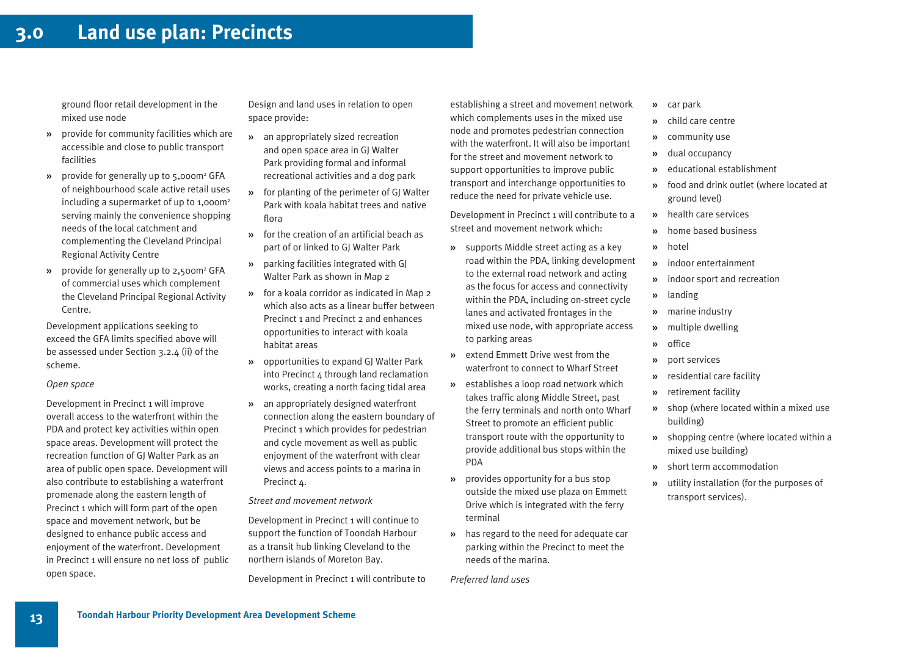# 3.0 Land use plan: Precincts

ground floor retail development in the mixed use node

- provide for community facilities which are accessible and close to public transport facilities
- provide for generally up to 5,000m$^2$ GFA of neighbourhood scale active retail uses including a supermarket of up to 1,000m$^2$ serving mainly the convenience shopping needs of the local catchment and complementing the Cleveland Principal Regional Activity Centre
- provide for generally up to 2,500m$^2$ GFA of commercial uses which complement the Cleveland Principal Regional Activity Centre.

Development applications seeking to exceed the GFA limits specified above will be assessed under Section 3.2.4 (ii) of the scheme.

*Open space*

Development in Precinct 1 will improve overall access to the waterfront within the PDA and protect key activities within open space areas. Development will protect the recreation function of GJ Walter Park as an area of public open space. Development will also contribute to establishing a waterfront promenade along the eastern length of Precinct 1 which will form part of the open space and movement network, but be designed to enhance public access and enjoyment of the waterfront. Development in Precinct 1 will ensure no net loss of public open space.

Design and land uses in relation to open space provide:

- an appropriately sized recreation and open space area in GJ Walter Park providing formal and informal recreational activities and a dog park
- for planting of the perimeter of GJ Walter Park with koala habitat trees and native flora
- for the creation of an artificial beach as part of or linked to GJ Walter Park
- parking facilities integrated with GJ Walter Park as shown in Map 2
- for a koala corridor as indicated in Map 2 which also acts as a linear buffer between Precinct 1 and Precinct 2 and enhances opportunities to interact with koala habitat areas
- opportunities to expand GJ Walter Park into Precinct 4 through land reclamation works, creating a north facing tidal area
- an appropriately designed waterfront connection along the eastern boundary of Precinct 1 which provides for pedestrian and cycle movement as well as public enjoyment of the waterfront with clear views and access points to a marina in Precinct 4.

*Street and movement network*

Development in Precinct 1 will continue to support the function of Toondah Harbour as a transit hub linking Cleveland to the northern islands of Moreton Bay.

Development in Precinct 1 will contribute to establishing a street and movement network which complements uses in the mixed use node and promotes pedestrian connection with the waterfront. It will also be important for the street and movement network to support opportunities to improve public transport and interchange opportunities to reduce the need for private vehicle use.

Development in Precinct 1 will contribute to a street and movement network which:

- supports Middle street acting as a key road within the PDA, linking development to the external road network and acting as the focus for access and connectivity within the PDA, including on-street cycle lanes and activated frontages in the mixed use node, with appropriate access to parking areas
- extend Emmett Drive west from the waterfront to connect to Wharf Street
- establishes a loop road network which takes traffic along Middle Street, past the ferry terminals and north onto Wharf Street to promote an efficient public transport route with the opportunity to provide additional bus stops within the PDA
- provides opportunity for a bus stop outside the mixed use plaza on Emmett Drive which is integrated with the ferry terminal
- has regard to the need for adequate car parking within the Precinct to meet the needs of the marina.

*Preferred land uses*

- car park
- child care centre
- community use
- dual occupancy
- educational establishment
- food and drink outlet (where located at ground level)
- health care services
- home based business
- hotel
- indoor entertainment
- indoor sport and recreation
- landing
- marine industry
- multiple dwelling
- office
- port services
- residential care facility
- retirement facility
- shop (where located within a mixed use building)
- shopping centre (where located within a mixed use building)
- short term accommodation
- utility installation (for the purposes of transport services).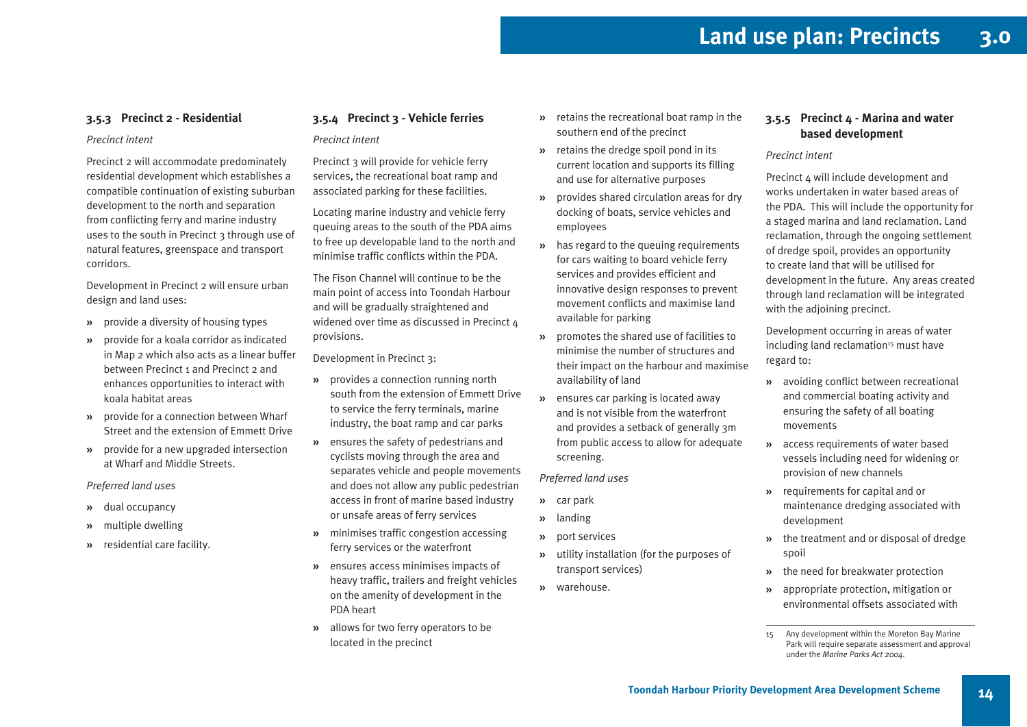### 3.5.3 Precinct 2 - Residential

*Precinct intent*

Precinct 2 will accommodate predominately residential development which establishes a compatible continuation of existing suburban development to the north and separation from conflicting ferry and marine industry uses to the south in Precinct 3 through use of natural features, greenspace and transport corridors.

Development in Precinct 2 will ensure urban design and land uses:

- provide a diversity of housing types
- provide for a koala corridor as indicated in Map 2 which also acts as a linear buffer between Precinct 1 and Precinct 2 and enhances opportunities to interact with koala habitat areas
- provide for a connection between Wharf Street and the extension of Emmett Drive
- provide for a new upgraded intersection at Wharf and Middle Streets.

*Preferred land uses*

- dual occupancy
- multiple dwelling
- residential care facility.

### 3.5.4 Precinct 3 - Vehicle ferries

*Precinct intent*

Precinct 3 will provide for vehicle ferry services, the recreational boat ramp and associated parking for these facilities.

Locating marine industry and vehicle ferry queuing areas to the south of the PDA aims to free up developable land to the north and minimise traffic conflicts within the PDA.

The Fison Channel will continue to be the main point of access into Toondah Harbour and will be gradually straightened and widened over time as discussed in Precinct 4 provisions.

Development in Precinct 3:

- provides a connection running north south from the extension of Emmett Drive to service the ferry terminals, marine industry, the boat ramp and car parks
- ensures the safety of pedestrians and cyclists moving through the area and separates vehicle and people movements and does not allow any public pedestrian access in front of marine based industry or unsafe areas of ferry services
- minimises traffic congestion accessing ferry services or the waterfront
- ensures access minimises impacts of heavy traffic, trailers and freight vehicles on the amenity of development in the PDA heart
- allows for two ferry operators to be located in the precinct
- retains the recreational boat ramp in the southern end of the precinct
- retains the dredge spoil pond in its current location and supports its filling and use for alternative purposes
- provides shared circulation areas for dry docking of boats, service vehicles and employees
- has regard to the queuing requirements for cars waiting to board vehicle ferry services and provides efficient and innovative design responses to prevent movement conflicts and maximise land available for parking
- promotes the shared use of facilities to minimise the number of structures and their impact on the harbour and maximise availability of land
- ensures car parking is located away and is not visible from the waterfront and provides a setback of generally 3m from public access to allow for adequate screening.

*Preferred land uses*

- car park
- landing
- port services
- utility installation (for the purposes of transport services)
- warehouse.

### 3.5.5 Precinct 4 - Marina and water based development

*Precinct intent*

Precinct 4 will include development and works undertaken in water based areas of the PDA. This will include the opportunity for a staged marina and land reclamation. Land reclamation, through the ongoing settlement of dredge spoil, provides an opportunity to create land that will be utilised for development in the future. Any areas created through land reclamation will be integrated with the adjoining precinct.

Development occurring in areas of water including land reclamation[15] must have regard to:

- avoiding conflict between recreational and commercial boating activity and ensuring the safety of all boating movements
- access requirements of water based vessels including need for widening or provision of new channels
- requirements for capital and or maintenance dredging associated with development
- the treatment and or disposal of dredge spoil
- the need for breakwater protection
- appropriate protection, mitigation or environmental offsets associated with

15 Any development within the Moreton Bay Marine Park will require separate assessment and approval under the *Marine Parks Act 2004*.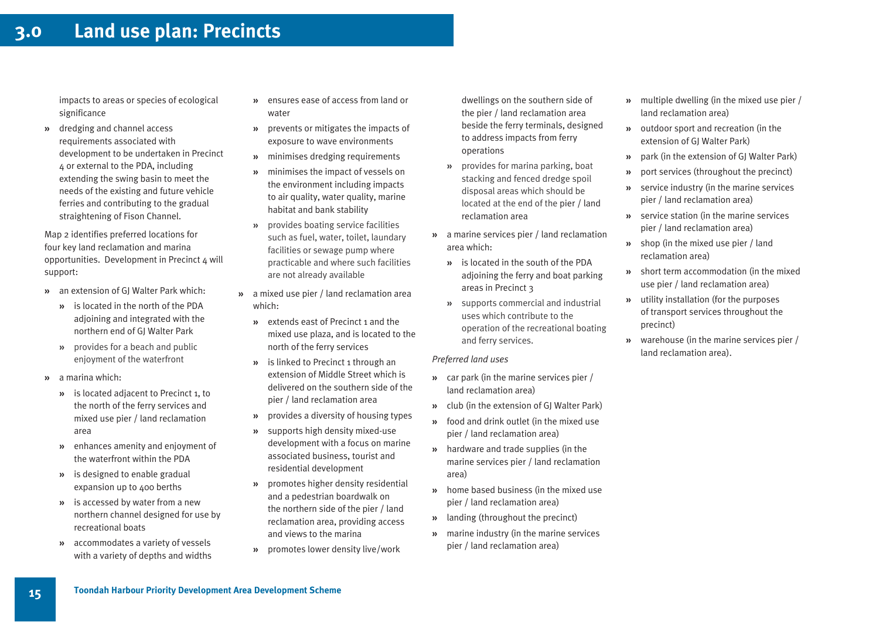# 3.0 Land use plan: Precincts

impacts to areas or species of ecological significance

- dredging and channel access requirements associated with development to be undertaken in Precinct 4 or external to the PDA, including extending the swing basin to meet the needs of the existing and future vehicle ferries and contributing to the gradual straightening of Fison Channel.

Map 2 identifies preferred locations for four key land reclamation and marina opportunities. Development in Precinct 4 will support:

- an extension of GJ Walter Park which:
  - is located in the north of the PDA adjoining and integrated with the northern end of GJ Walter Park
  - provides for a beach and public enjoyment of the waterfront
- a marina which:
  - is located adjacent to Precinct 1, to the north of the ferry services and mixed use pier / land reclamation area
  - enhances amenity and enjoyment of the waterfront within the PDA
  - is designed to enable gradual expansion up to 400 berths
  - is accessed by water from a new northern channel designed for use by recreational boats
  - accommodates a variety of vessels with a variety of depths and widths
  - ensures ease of access from land or water
  - prevents or mitigates the impacts of exposure to wave environments
  - minimises dredging requirements
  - minimises the impact of vessels on the environment including impacts to air quality, water quality, marine habitat and bank stability
  - provides boating service facilities such as fuel, water, toilet, laundary facilities or sewage pump where practicable and where such facilities are not already available
- a mixed use pier / land reclamation area which:
  - extends east of Precinct 1 and the mixed use plaza, and is located to the north of the ferry services
  - is linked to Precinct 1 through an extension of Middle Street which is delivered on the southern side of the pier / land reclamation area
  - provides a diversity of housing types
  - supports high density mixed-use development with a focus on marine associated business, tourist and residential development
  - promotes higher density residential and a pedestrian boardwalk on the northern side of the pier / land reclamation area, providing access and views to the marina
  - promotes lower density live/work dwellings on the southern side of the pier / land reclamation area beside the ferry terminals, designed to address impacts from ferry operations
  - provides for marina parking, boat stacking and fenced dredge spoil disposal areas which should be located at the end of the pier / land reclamation area
- a marine services pier / land reclamation area which:
  - is located in the south of the PDA adjoining the ferry and boat parking areas in Precinct 3
  - supports commercial and industrial uses which contribute to the operation of the recreational boating and ferry services.

*Preferred land uses*

- car park (in the marine services pier / land reclamation area)
- club (in the extension of GJ Walter Park)
- food and drink outlet (in the mixed use pier / land reclamation area)
- hardware and trade supplies (in the marine services pier / land reclamation area)
- home based business (in the mixed use pier / land reclamation area)
- landing (throughout the precinct)
- marine industry (in the marine services pier / land reclamation area)
- multiple dwelling (in the mixed use pier / land reclamation area)
- outdoor sport and recreation (in the extension of GJ Walter Park)
- park (in the extension of GJ Walter Park)
- port services (throughout the precinct)
- service industry (in the marine services pier / land reclamation area)
- service station (in the marine services pier / land reclamation area)
- shop (in the mixed use pier / land reclamation area)
- short term accommodation (in the mixed use pier / land reclamation area)
- utility installation (for the purposes of transport services throughout the precinct)
- warehouse (in the marine services pier / land reclamation area).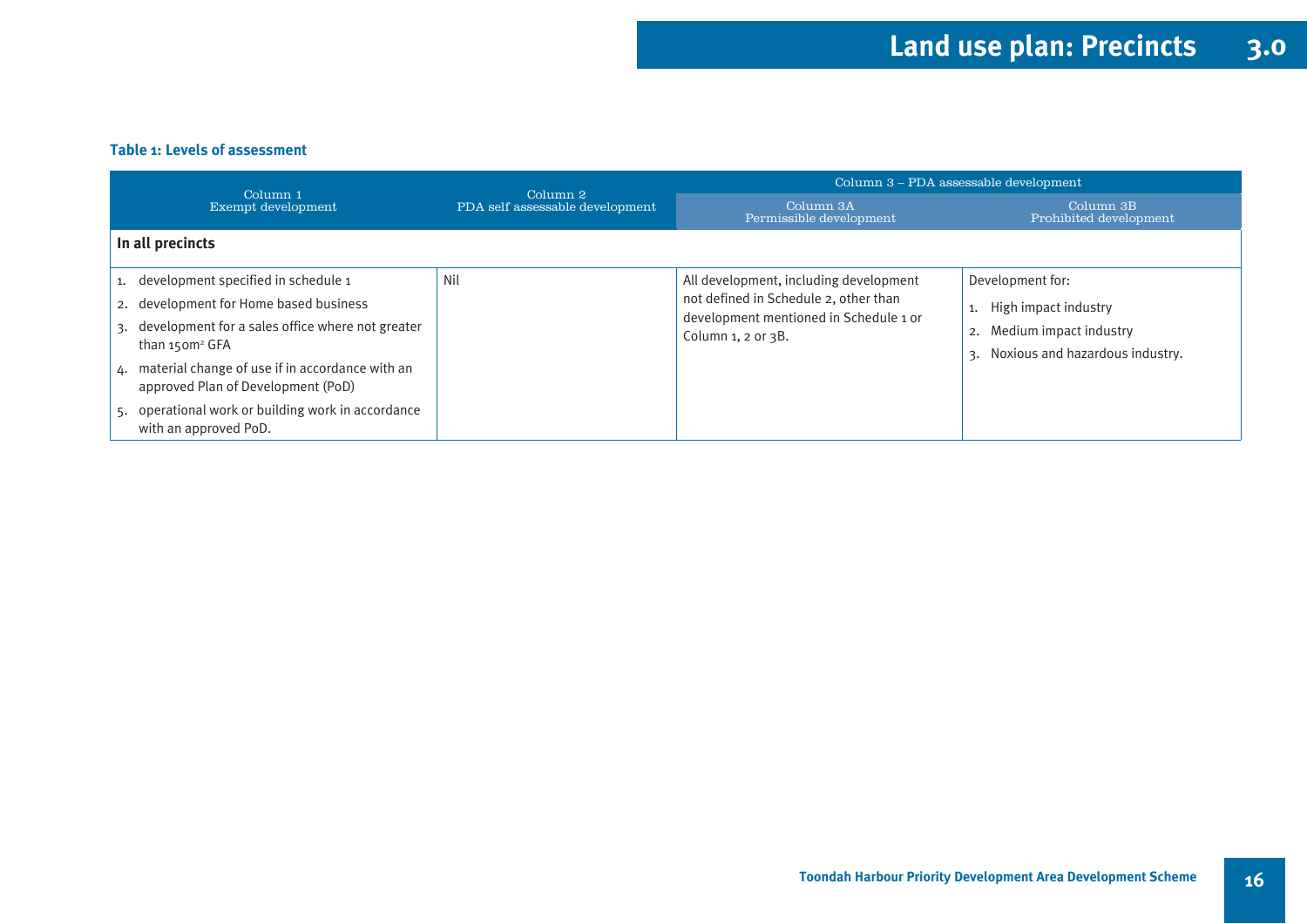**Table 1: Levels of assessment**

| Column 1<br>Exempt development | Column 2<br>PDA self assessable development | Column 3 – PDA assessable development | |
|---|---|---|---|
| | | Column 3A<br>Permissible development | Column 3B<br>Prohibited development |
| **In all precincts** | | | |
| 1. development specified in schedule 1<br>2. development for Home based business<br>3. development for a sales office where not greater than 150m² GFA<br>4. material change of use if in accordance with an approved Plan of Development (PoD)<br>5. operational work or building work in accordance with an approved PoD. | Nil | All development, including development not defined in Schedule 2, other than development mentioned in Schedule 1 or Column 1, 2 or 3B. | Development for:<br>1. High impact industry<br>2. Medium impact industry<br>3. Noxious and hazardous industry. |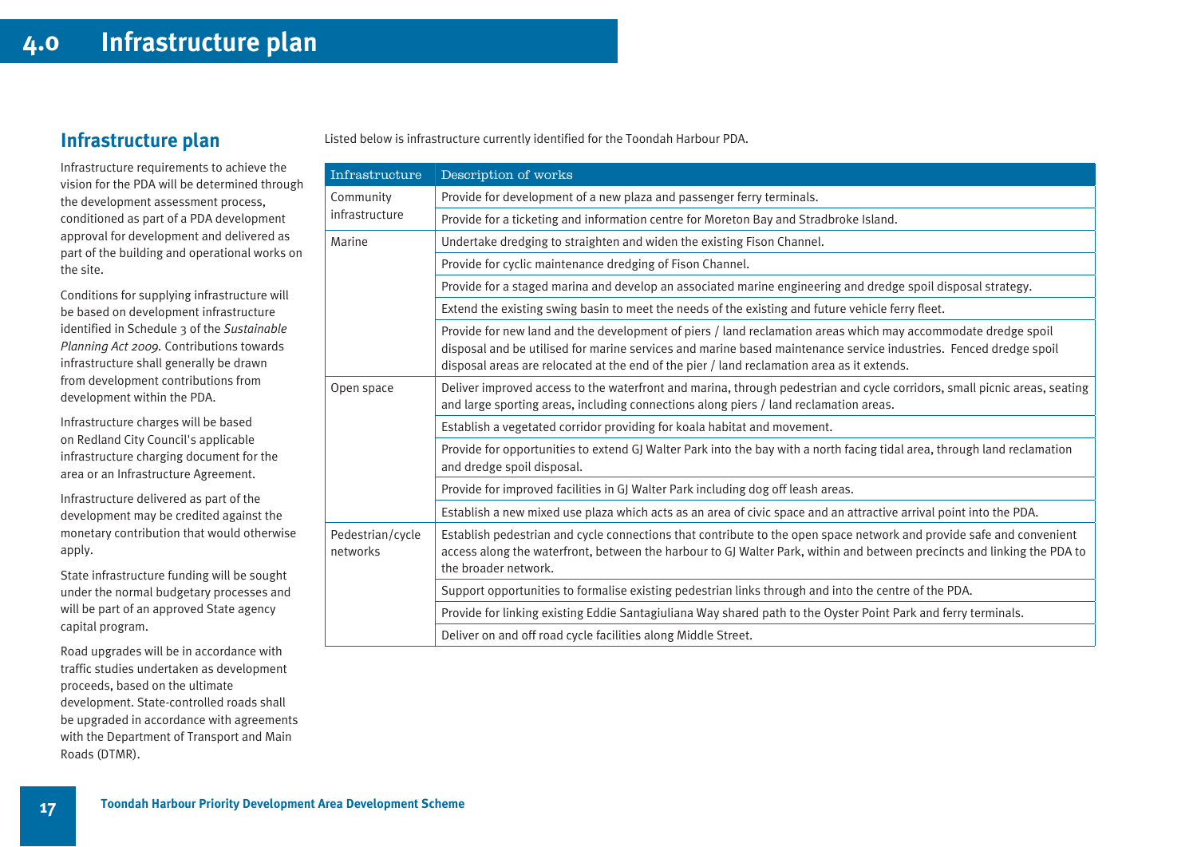# 4.0 Infrastructure plan

## Infrastructure plan

Infrastructure requirements to achieve the vision for the PDA will be determined through the development assessment process, conditioned as part of a PDA development approval for development and delivered as part of the building and operational works on the site.

Conditions for supplying infrastructure will be based on development infrastructure identified in Schedule 3 of the *Sustainable Planning Act 2009.* Contributions towards infrastructure shall generally be drawn from development contributions from development within the PDA.

Infrastructure charges will be based on Redland City Council's applicable infrastructure charging document for the area or an Infrastructure Agreement.

Infrastructure delivered as part of the development may be credited against the monetary contribution that would otherwise apply.

State infrastructure funding will be sought under the normal budgetary processes and will be part of an approved State agency capital program.

Road upgrades will be in accordance with traffic studies undertaken as development proceeds, based on the ultimate development. State-controlled roads shall be upgraded in accordance with agreements with the Department of Transport and Main Roads (DTMR).

Listed below is infrastructure currently identified for the Toondah Harbour PDA.

| Infrastructure | Description of works |
|---|---|
| Community infrastructure | Provide for development of a new plaza and passenger ferry terminals. |
| | Provide for a ticketing and information centre for Moreton Bay and Stradbroke Island. |
| Marine | Undertake dredging to straighten and widen the existing Fison Channel. |
| | Provide for cyclic maintenance dredging of Fison Channel. |
| | Provide for a staged marina and develop an associated marine engineering and dredge spoil disposal strategy. |
| | Extend the existing swing basin to meet the needs of the existing and future vehicle ferry fleet. |
| | Provide for new land and the development of piers / land reclamation areas which may accommodate dredge spoil disposal and be utilised for marine services and marine based maintenance service industries. Fenced dredge spoil disposal areas are relocated at the end of the pier / land reclamation area as it extends. |
| Open space | Deliver improved access to the waterfront and marina, through pedestrian and cycle corridors, small picnic areas, seating and large sporting areas, including connections along piers / land reclamation areas. |
| | Establish a vegetated corridor providing for koala habitat and movement. |
| | Provide for opportunities to extend GJ Walter Park into the bay with a north facing tidal area, through land reclamation and dredge spoil disposal. |
| | Provide for improved facilities in GJ Walter Park including dog off leash areas. |
| | Establish a new mixed use plaza which acts as an area of civic space and an attractive arrival point into the PDA. |
| Pedestrian/cycle networks | Establish pedestrian and cycle connections that contribute to the open space network and provide safe and convenient access along the waterfront, between the harbour to GJ Walter Park, within and between precincts and linking the PDA to the broader network. |
| | Support opportunities to formalise existing pedestrian links through and into the centre of the PDA. |
| | Provide for linking existing Eddie Santagiuliana Way shared path to the Oyster Point Park and ferry terminals. |
| | Deliver on and off road cycle facilities along Middle Street. |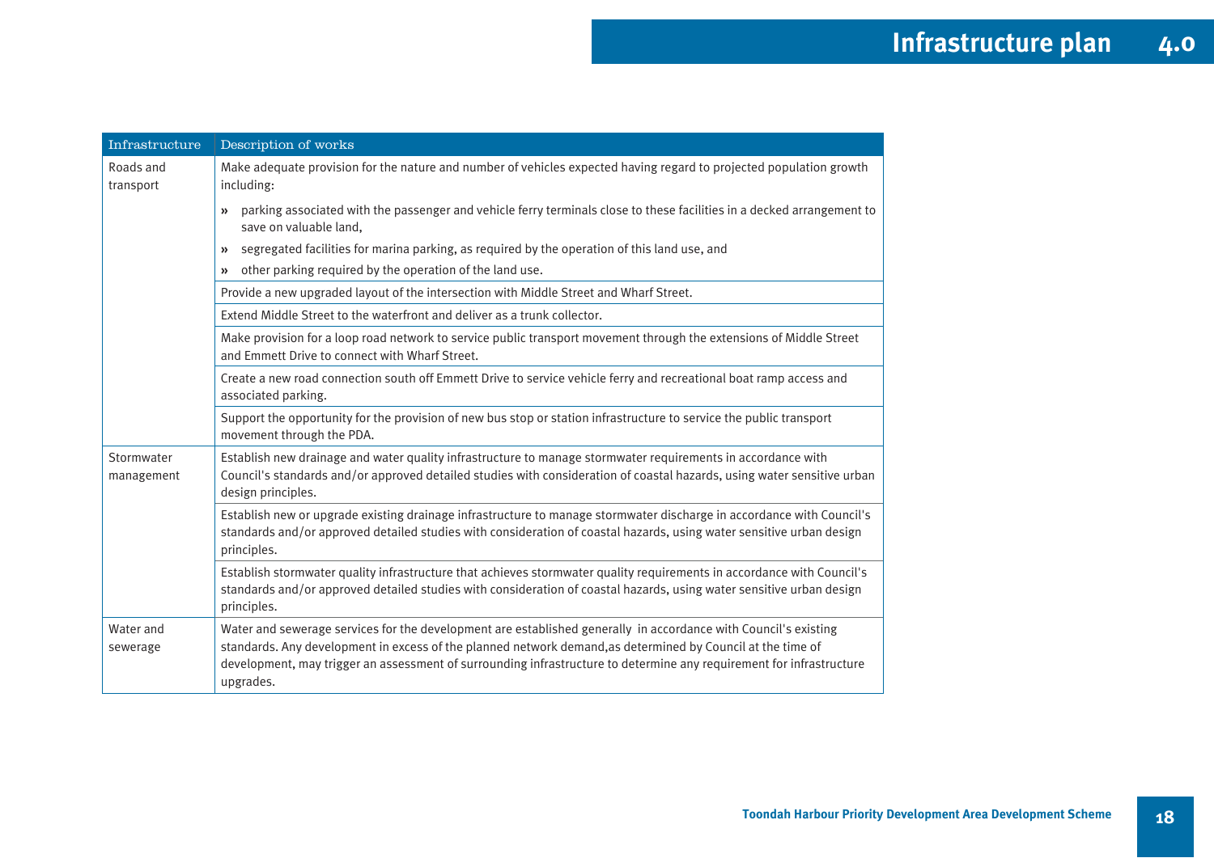| Infrastructure | Description of works |
| --- | --- |
| Roads and transport | Make adequate provision for the nature and number of vehicles expected having regard to projected population growth including:<br>» parking associated with the passenger and vehicle ferry terminals close to these facilities in a decked arrangement to save on valuable land,<br>» segregated facilities for marina parking, as required by the operation of this land use, and<br>» other parking required by the operation of the land use. |
| | Provide a new upgraded layout of the intersection with Middle Street and Wharf Street. |
| | Extend Middle Street to the waterfront and deliver as a trunk collector. |
| | Make provision for a loop road network to service public transport movement through the extensions of Middle Street and Emmett Drive to connect with Wharf Street. |
| | Create a new road connection south off Emmett Drive to service vehicle ferry and recreational boat ramp access and associated parking. |
| | Support the opportunity for the provision of new bus stop or station infrastructure to service the public transport movement through the PDA. |
| Stormwater management | Establish new drainage and water quality infrastructure to manage stormwater requirements in accordance with Council's standards and/or approved detailed studies with consideration of coastal hazards, using water sensitive urban design principles. |
| | Establish new or upgrade existing drainage infrastructure to manage stormwater discharge in accordance with Council's standards and/or approved detailed studies with consideration of coastal hazards, using water sensitive urban design principles. |
| | Establish stormwater quality infrastructure that achieves stormwater quality requirements in accordance with Council's standards and/or approved detailed studies with consideration of coastal hazards, using water sensitive urban design principles. |
| Water and sewerage | Water and sewerage services for the development are established generally in accordance with Council's existing standards. Any development in excess of the planned network demand,as determined by Council at the time of development, may trigger an assessment of surrounding infrastructure to determine any requirement for infrastructure upgrades. |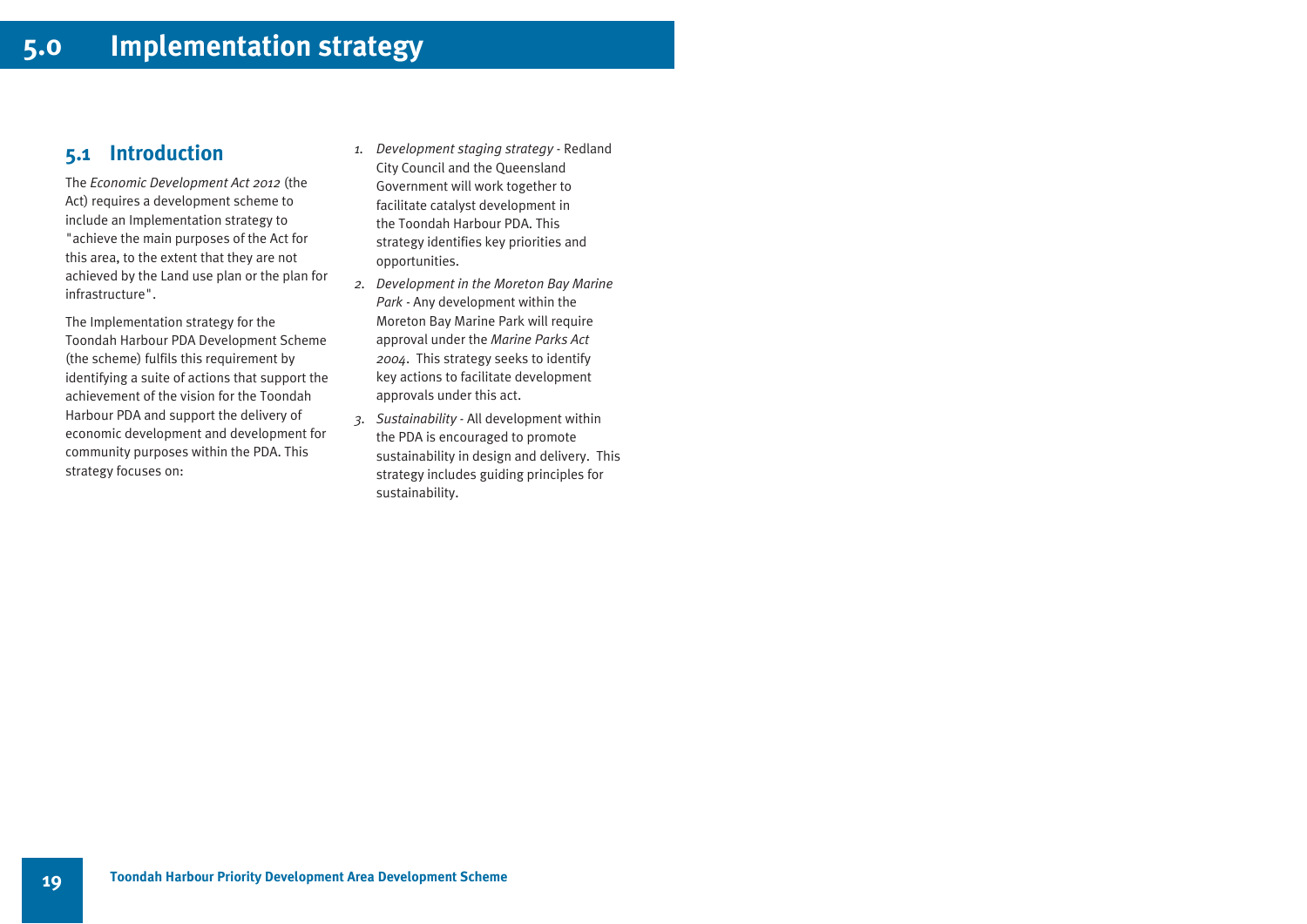# 5.0 Implementation strategy

## 5.1 Introduction

The *Economic Development Act 2012* (the Act) requires a development scheme to include an Implementation strategy to "achieve the main purposes of the Act for this area, to the extent that they are not achieved by the Land use plan or the plan for infrastructure".

The Implementation strategy for the Toondah Harbour PDA Development Scheme (the scheme) fulfils this requirement by identifying a suite of actions that support the achievement of the vision for the Toondah Harbour PDA and support the delivery of economic development and development for community purposes within the PDA. This strategy focuses on:

1. *Development staging strategy* - Redland City Council and the Queensland Government will work together to facilitate catalyst development in the Toondah Harbour PDA. This strategy identifies key priorities and opportunities.
2. *Development in the Moreton Bay Marine Park* - Any development within the Moreton Bay Marine Park will require approval under the *Marine Parks Act 2004*. This strategy seeks to identify key actions to facilitate development approvals under this act.
3. *Sustainability* - All development within the PDA is encouraged to promote sustainability in design and delivery. This strategy includes guiding principles for sustainability.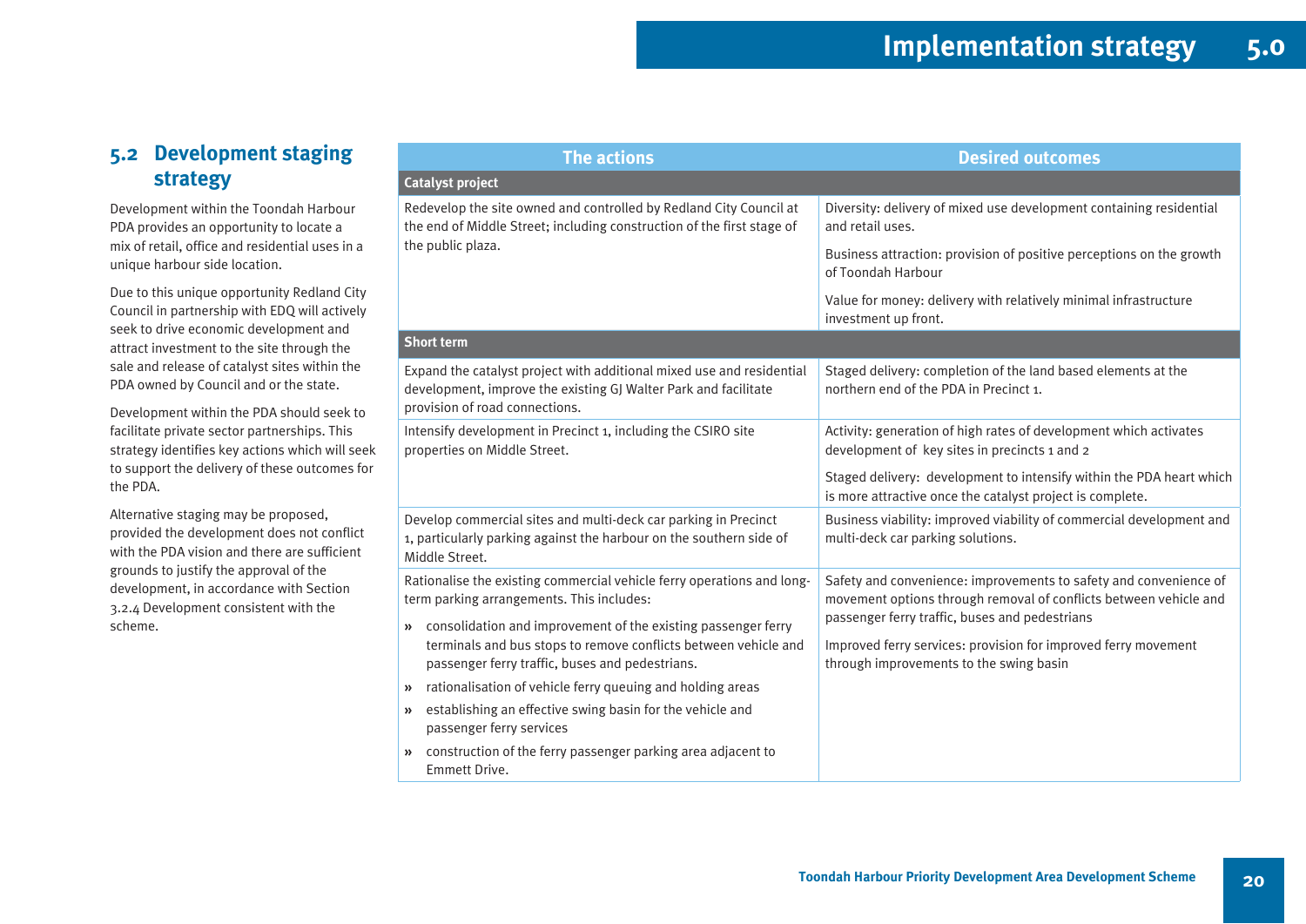## 5.2 Development staging strategy

Development within the Toondah Harbour PDA provides an opportunity to locate a mix of retail, office and residential uses in a unique harbour side location.

Due to this unique opportunity Redland City Council in partnership with EDQ will actively seek to drive economic development and attract investment to the site through the sale and release of catalyst sites within the PDA owned by Council and or the state.

Development within the PDA should seek to facilitate private sector partnerships. This strategy identifies key actions which will seek to support the delivery of these outcomes for the PDA.

Alternative staging may be proposed, provided the development does not conflict with the PDA vision and there are sufficient grounds to justify the approval of the development, in accordance with Section 3.2.4 Development consistent with the scheme.

| The actions | Desired outcomes |
| --- | --- |
| **Catalyst project** | |
| Redevelop the site owned and controlled by Redland City Council at the end of Middle Street; including construction of the first stage of the public plaza. | Diversity: delivery of mixed use development containing residential and retail uses.<br><br>Business attraction: provision of positive perceptions on the growth of Toondah Harbour<br><br>Value for money: delivery with relatively minimal infrastructure investment up front. |
| **Short term** | |
| Expand the catalyst project with additional mixed use and residential development, improve the existing GJ Walter Park and facilitate provision of road connections. | Staged delivery: completion of the land based elements at the northern end of the PDA in Precinct 1. |
| Intensify development in Precinct 1, including the CSIRO site properties on Middle Street. | Activity: generation of high rates of development which activates development of key sites in precincts 1 and 2<br><br>Staged delivery: development to intensify within the PDA heart which is more attractive once the catalyst project is complete. |
| Develop commercial sites and multi-deck car parking in Precinct 1, particularly parking against the harbour on the southern side of Middle Street. | Business viability: improved viability of commercial development and multi-deck car parking solutions. |
| Rationalise the existing commercial vehicle ferry operations and long-term parking arrangements. This includes:<br>» consolidation and improvement of the existing passenger ferry terminals and bus stops to remove conflicts between vehicle and passenger ferry traffic, buses and pedestrians.<br>» rationalisation of vehicle ferry queuing and holding areas<br>» establishing an effective swing basin for the vehicle and passenger ferry services<br>» construction of the ferry passenger parking area adjacent to Emmett Drive. | Safety and convenience: improvements to safety and convenience of movement options through removal of conflicts between vehicle and passenger ferry traffic, buses and pedestrians<br><br>Improved ferry services: provision for improved ferry movement through improvements to the swing basin |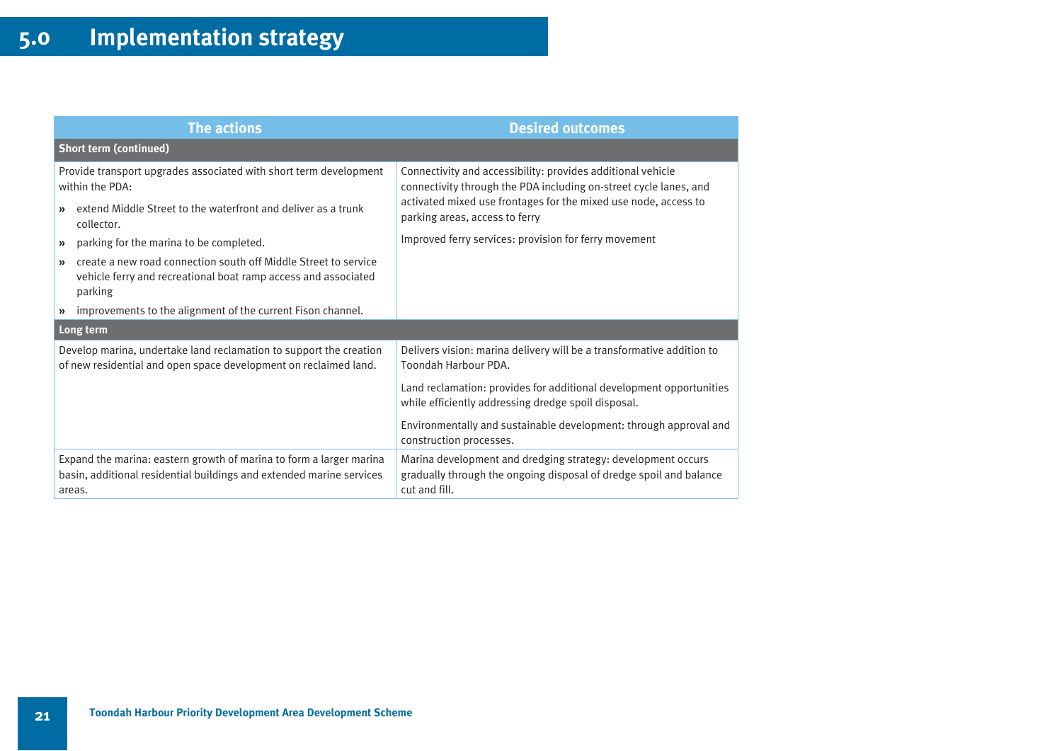# 5.0 Implementation strategy

| The actions | Desired outcomes |
|---|---|
| **Short term (continued)** | |
| Provide transport upgrades associated with short term development within the PDA:<br>» extend Middle Street to the waterfront and deliver as a trunk collector.<br>» parking for the marina to be completed.<br>» create a new road connection south off Middle Street to service vehicle ferry and recreational boat ramp access and associated parking<br>» improvements to the alignment of the current Fison channel. | Connectivity and accessibility: provides additional vehicle connectivity through the PDA including on-street cycle lanes, and activated mixed use frontages for the mixed use node, access to parking areas, access to ferry<br><br>Improved ferry services: provision for ferry movement |
| **Long term** | |
| Develop marina, undertake land reclamation to support the creation of new residential and open space development on reclaimed land. | Delivers vision: marina delivery will be a transformative addition to Toondah Harbour PDA.<br><br>Land reclamation: provides for additional development opportunities while efficiently addressing dredge spoil disposal.<br><br>Environmentally and sustainable development: through approval and construction processes. |
| Expand the marina: eastern growth of marina to form a larger marina basin, additional residential buildings and extended marine services areas. | Marina development and dredging strategy: development occurs gradually through the ongoing disposal of dredge spoil and balance cut and fill. |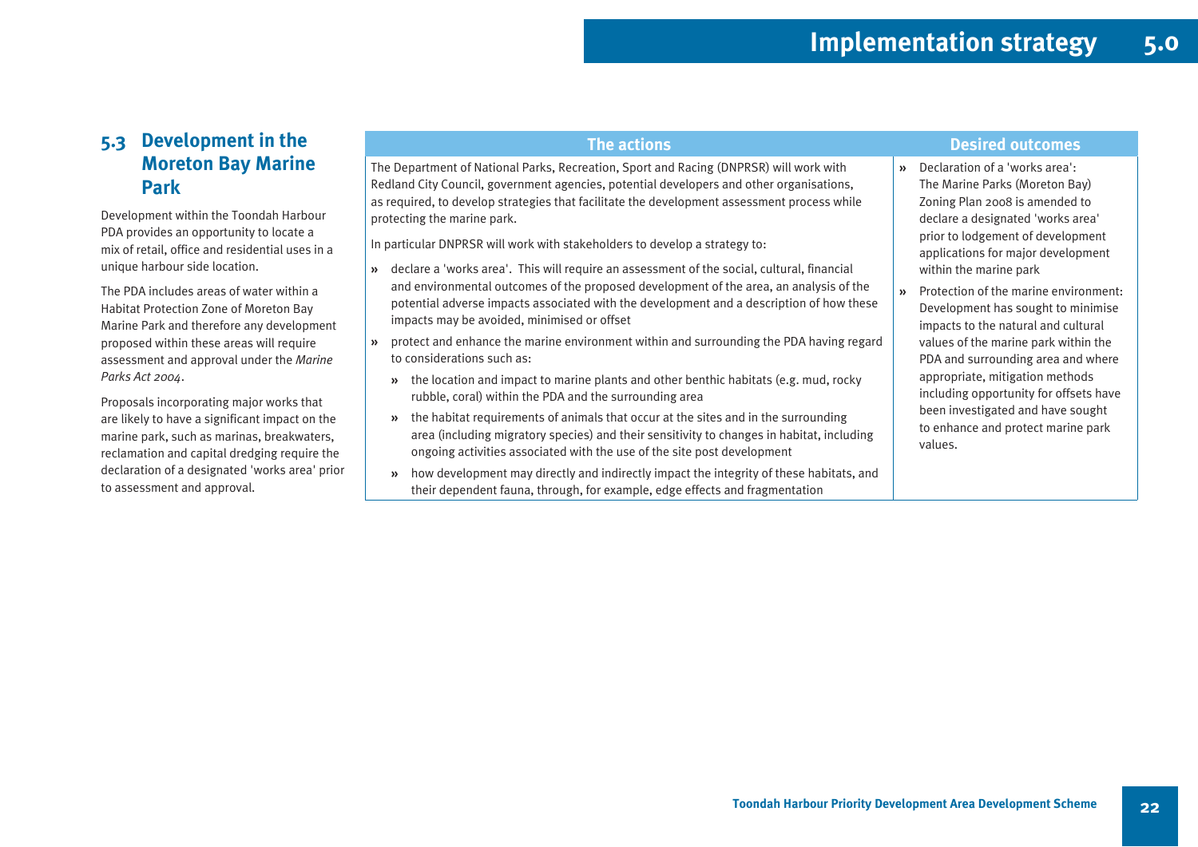## 5.3 Development in the Moreton Bay Marine Park

Development within the Toondah Harbour PDA provides an opportunity to locate a mix of retail, office and residential uses in a unique harbour side location.

The PDA includes areas of water within a Habitat Protection Zone of Moreton Bay Marine Park and therefore any development proposed within these areas will require assessment and approval under the *Marine Parks Act 2004*.

Proposals incorporating major works that are likely to have a significant impact on the marine park, such as marinas, breakwaters, reclamation and capital dredging require the declaration of a designated 'works area' prior to assessment and approval.

| The actions | Desired outcomes |
|---|---|
| The Department of National Parks, Recreation, Sport and Racing (DNPRSR) will work with Redland City Council, government agencies, potential developers and other organisations, as required, to develop strategies that facilitate the development assessment process while protecting the marine park.<br><br>In particular DNPRSR will work with stakeholders to develop a strategy to:<br><br>» declare a 'works area'. This will require an assessment of the social, cultural, financial and environmental outcomes of the proposed development of the area, an analysis of the potential adverse impacts associated with the development and a description of how these impacts may be avoided, minimised or offset<br><br>» protect and enhance the marine environment within and surrounding the PDA having regard to considerations such as:<br>» the location and impact to marine plants and other benthic habitats (e.g. mud, rocky rubble, coral) within the PDA and the surrounding area<br>» the habitat requirements of animals that occur at the sites and in the surrounding area (including migratory species) and their sensitivity to changes in habitat, including ongoing activities associated with the use of the site post development<br>» how development may directly and indirectly impact the integrity of these habitats, and their dependent fauna, through, for example, edge effects and fragmentation | » Declaration of a 'works area': The Marine Parks (Moreton Bay) Zoning Plan 2008 is amended to declare a designated 'works area' prior to lodgement of development applications for major development within the marine park<br><br>» Protection of the marine environment: Development has sought to minimise impacts to the natural and cultural values of the marine park within the PDA and surrounding area and where appropriate, mitigation methods including opportunity for offsets have been investigated and have sought to enhance and protect marine park values. |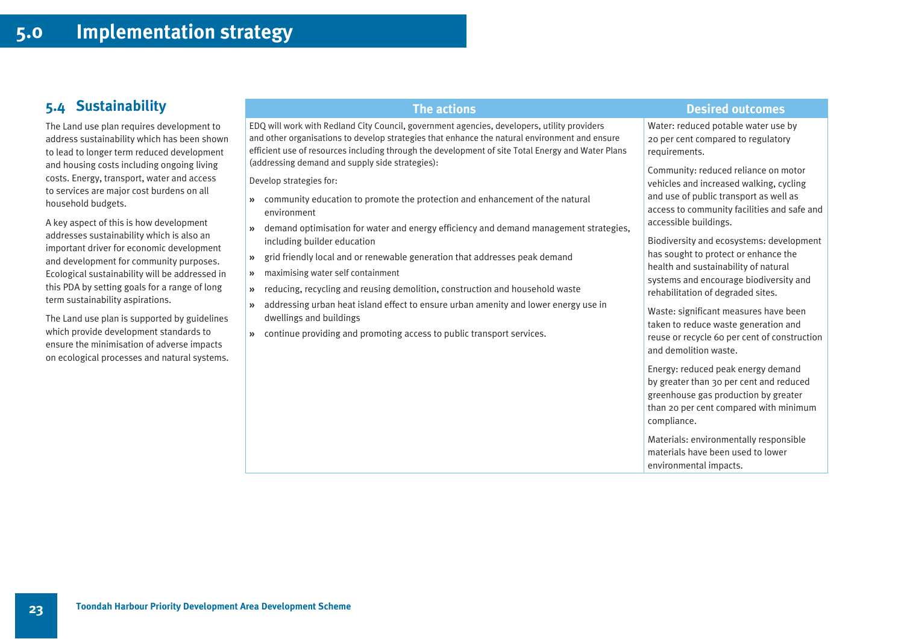# 5.0 Implementation strategy

## 5.4 Sustainability

The Land use plan requires development to address sustainability which has been shown to lead to longer term reduced development and housing costs including ongoing living costs. Energy, transport, water and access to services are major cost burdens on all household budgets.

A key aspect of this is how development addresses sustainability which is also an important driver for economic development and development for community purposes. Ecological sustainability will be addressed in this PDA by setting goals for a range of long term sustainability aspirations.

The Land use plan is supported by guidelines which provide development standards to ensure the minimisation of adverse impacts on ecological processes and natural systems.

| The actions | Desired outcomes |
| --- | --- |
| EDQ will work with Redland City Council, government agencies, developers, utility providers and other organisations to develop strategies that enhance the natural environment and ensure efficient use of resources including through the development of site Total Energy and Water Plans (addressing demand and supply side strategies):<br><br>Develop strategies for:<br><br>» community education to promote the protection and enhancement of the natural environment<br>» demand optimisation for water and energy efficiency and demand management strategies, including builder education<br>» grid friendly local and or renewable generation that addresses peak demand<br>» maximising water self containment<br>» reducing, recycling and reusing demolition, construction and household waste<br>» addressing urban heat island effect to ensure urban amenity and lower energy use in dwellings and buildings<br>» continue providing and promoting access to public transport services. | Water: reduced potable water use by 20 per cent compared to regulatory requirements.<br><br>Community: reduced reliance on motor vehicles and increased walking, cycling and use of public transport as well as access to community facilities and safe and accessible buildings.<br><br>Biodiversity and ecosystems: development has sought to protect or enhance the health and sustainability of natural systems and encourage biodiversity and rehabilitation of degraded sites.<br><br>Waste: significant measures have been taken to reduce waste generation and reuse or recycle 60 per cent of construction and demolition waste.<br><br>Energy: reduced peak energy demand by greater than 30 per cent and reduced greenhouse gas production by greater than 20 per cent compared with minimum compliance.<br><br>Materials: environmentally responsible materials have been used to lower environmental impacts. |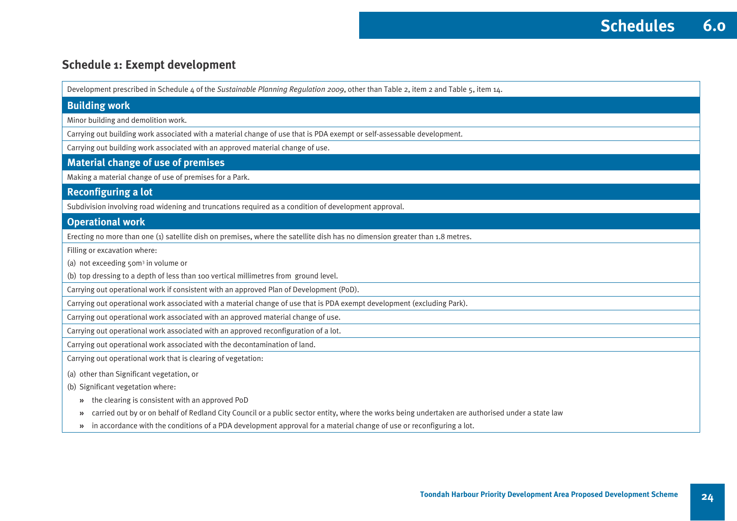## Schedule 1: Exempt development

| |
|---|
| Development prescribed in Schedule 4 of the *Sustainable Planning Regulation 2009*, other than Table 2, item 2 and Table 5, item 14. |
| **Building work** |
| Minor building and demolition work. |
| Carrying out building work associated with a material change of use that is PDA exempt or self-assessable development. |
| Carrying out building work associated with an approved material change of use. |
| **Material change of use of premises** |
| Making a material change of use of premises for a Park. |
| **Reconfiguring a lot** |
| Subdivision involving road widening and truncations required as a condition of development approval. |
| **Operational work** |
| Erecting no more than one (1) satellite dish on premises, where the satellite dish has no dimension greater than 1.8 metres. |
| Filling or excavation where:<br>(a) not exceeding 50m³ in volume or<br>(b) top dressing to a depth of less than 100 vertical millimetres from ground level. |
| Carrying out operational work if consistent with an approved Plan of Development (PoD). |
| Carrying out operational work associated with a material change of use that is PDA exempt development (excluding Park). |
| Carrying out operational work associated with an approved material change of use. |
| Carrying out operational work associated with an approved reconfiguration of a lot. |
| Carrying out operational work associated with the decontamination of land. |
| Carrying out operational work that is clearing of vegetation:<br>(a) other than Significant vegetation, or<br>(b) Significant vegetation where:<br>» the clearing is consistent with an approved PoD<br>» carried out by or on behalf of Redland City Council or a public sector entity, where the works being undertaken are authorised under a state law<br>» in accordance with the conditions of a PDA development approval for a material change of use or reconfiguring a lot. |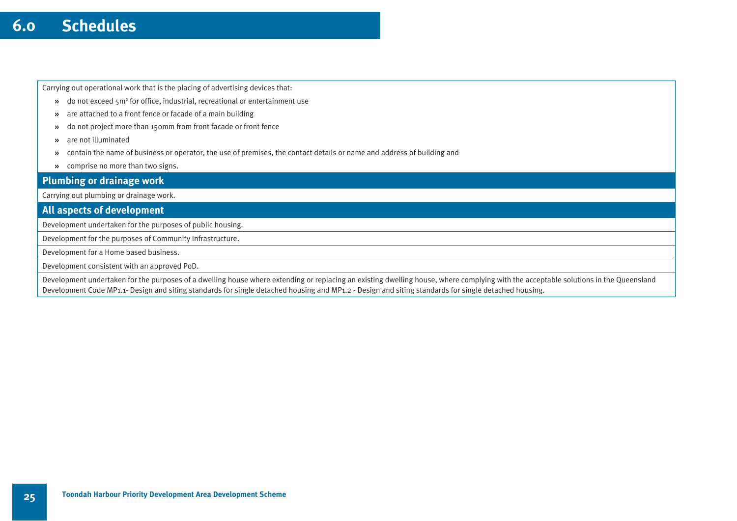# 6.0 Schedules

| |
|---|
| Carrying out operational work that is the placing of advertising devices that:<br>» do not exceed 5m² for office, industrial, recreational or entertainment use<br>» are attached to a front fence or facade of a main building<br>» do not project more than 150mm from front facade or front fence<br>» are not illuminated<br>» contain the name of business or operator, the use of premises, the contact details or name and address of building and<br>» comprise no more than two signs. |
| **Plumbing or drainage work** |
| Carrying out plumbing or drainage work. |
| **All aspects of development** |
| Development undertaken for the purposes of public housing. |
| Development for the purposes of Community Infrastructure. |
| Development for a Home based business. |
| Development consistent with an approved PoD. |
| Development undertaken for the purposes of a dwelling house where extending or replacing an existing dwelling house, where complying with the acceptable solutions in the Queensland Development Code MP1.1- Design and siting standards for single detached housing and MP1.2 - Design and siting standards for single detached housing. |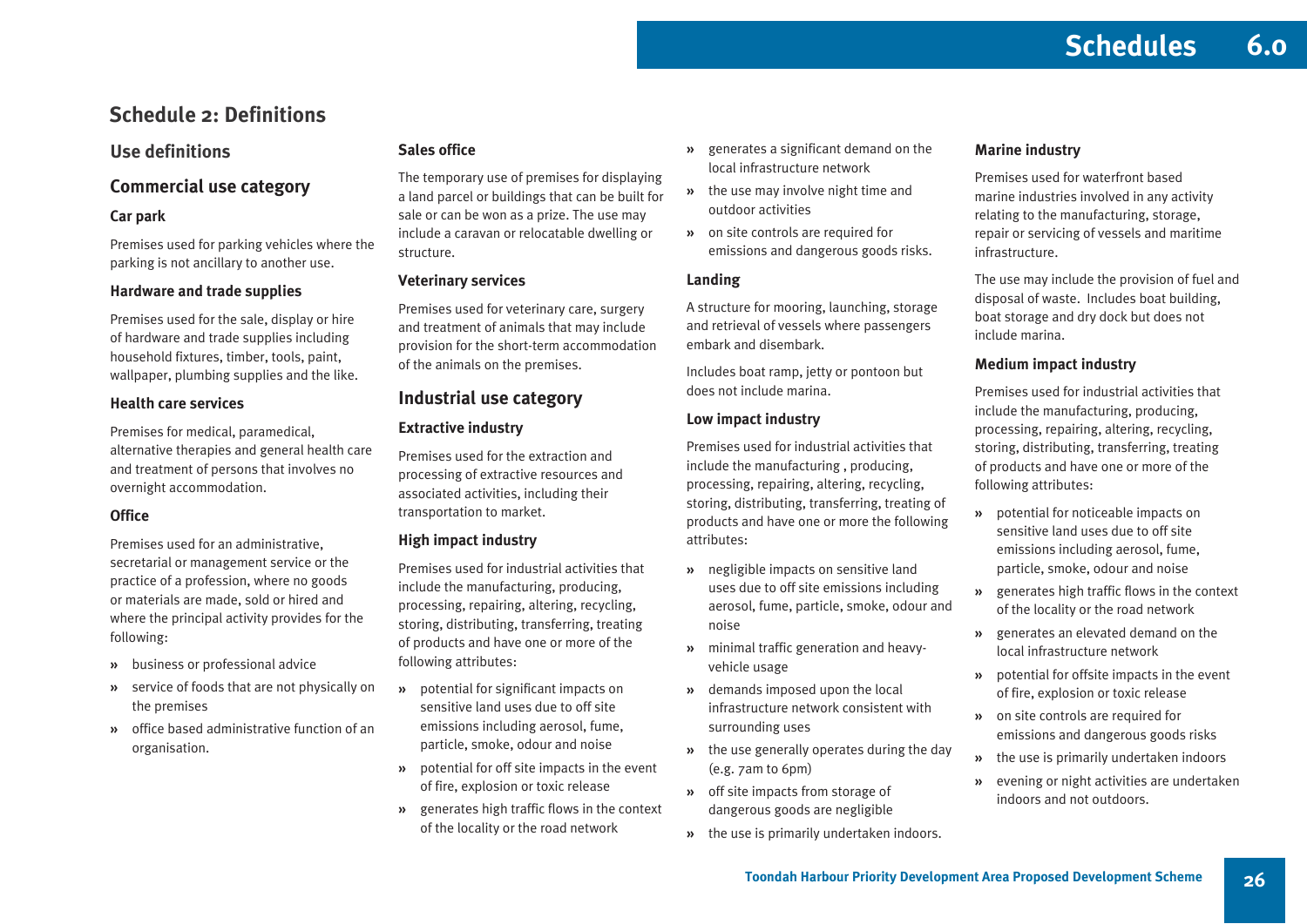## Schedule 2: Definitions

### Use definitions

### Commercial use category

#### Car park

Premises used for parking vehicles where the parking is not ancillary to another use.

#### Hardware and trade supplies

Premises used for the sale, display or hire of hardware and trade supplies including household fixtures, timber, tools, paint, wallpaper, plumbing supplies and the like.

#### Health care services

Premises for medical, paramedical, alternative therapies and general health care and treatment of persons that involves no overnight accommodation.

#### Office

Premises used for an administrative, secretarial or management service or the practice of a profession, where no goods or materials are made, sold or hired and where the principal activity provides for the following:

- business or professional advice
- service of foods that are not physically on the premises
- office based administrative function of an organisation.

#### Sales office

The temporary use of premises for displaying a land parcel or buildings that can be built for sale or can be won as a prize. The use may include a caravan or relocatable dwelling or structure.

#### Veterinary services

Premises used for veterinary care, surgery and treatment of animals that may include provision for the short-term accommodation of the animals on the premises.

### Industrial use category

#### Extractive industry

Premises used for the extraction and processing of extractive resources and associated activities, including their transportation to market.

#### High impact industry

Premises used for industrial activities that include the manufacturing, producing, processing, repairing, altering, recycling, storing, distributing, transferring, treating of products and have one or more of the following attributes:

- potential for significant impacts on sensitive land uses due to off site emissions including aerosol, fume, particle, smoke, odour and noise
- potential for off site impacts in the event of fire, explosion or toxic release
- generates high traffic flows in the context of the locality or the road network
- generates a significant demand on the local infrastructure network
- the use may involve night time and outdoor activities
- on site controls are required for emissions and dangerous goods risks.

#### Landing

A structure for mooring, launching, storage and retrieval of vessels where passengers embark and disembark.

Includes boat ramp, jetty or pontoon but does not include marina.

#### Low impact industry

Premises used for industrial activities that include the manufacturing , producing, processing, repairing, altering, recycling, storing, distributing, transferring, treating of products and have one or more the following attributes:

- negligible impacts on sensitive land uses due to off site emissions including aerosol, fume, particle, smoke, odour and noise
- minimal traffic generation and heavy-vehicle usage
- demands imposed upon the local infrastructure network consistent with surrounding uses
- the use generally operates during the day (e.g. 7am to 6pm)
- off site impacts from storage of dangerous goods are negligible
- the use is primarily undertaken indoors.

#### Marine industry

Premises used for waterfront based marine industries involved in any activity relating to the manufacturing, storage, repair or servicing of vessels and maritime infrastructure.

The use may include the provision of fuel and disposal of waste. Includes boat building, boat storage and dry dock but does not include marina.

#### Medium impact industry

Premises used for industrial activities that include the manufacturing, producing, processing, repairing, altering, recycling, storing, distributing, transferring, treating of products and have one or more of the following attributes:

- potential for noticeable impacts on sensitive land uses due to off site emissions including aerosol, fume, particle, smoke, odour and noise
- generates high traffic flows in the context of the locality or the road network
- generates an elevated demand on the local infrastructure network
- potential for offsite impacts in the event of fire, explosion or toxic release
- on site controls are required for emissions and dangerous goods risks
- the use is primarily undertaken indoors
- evening or night activities are undertaken indoors and not outdoors.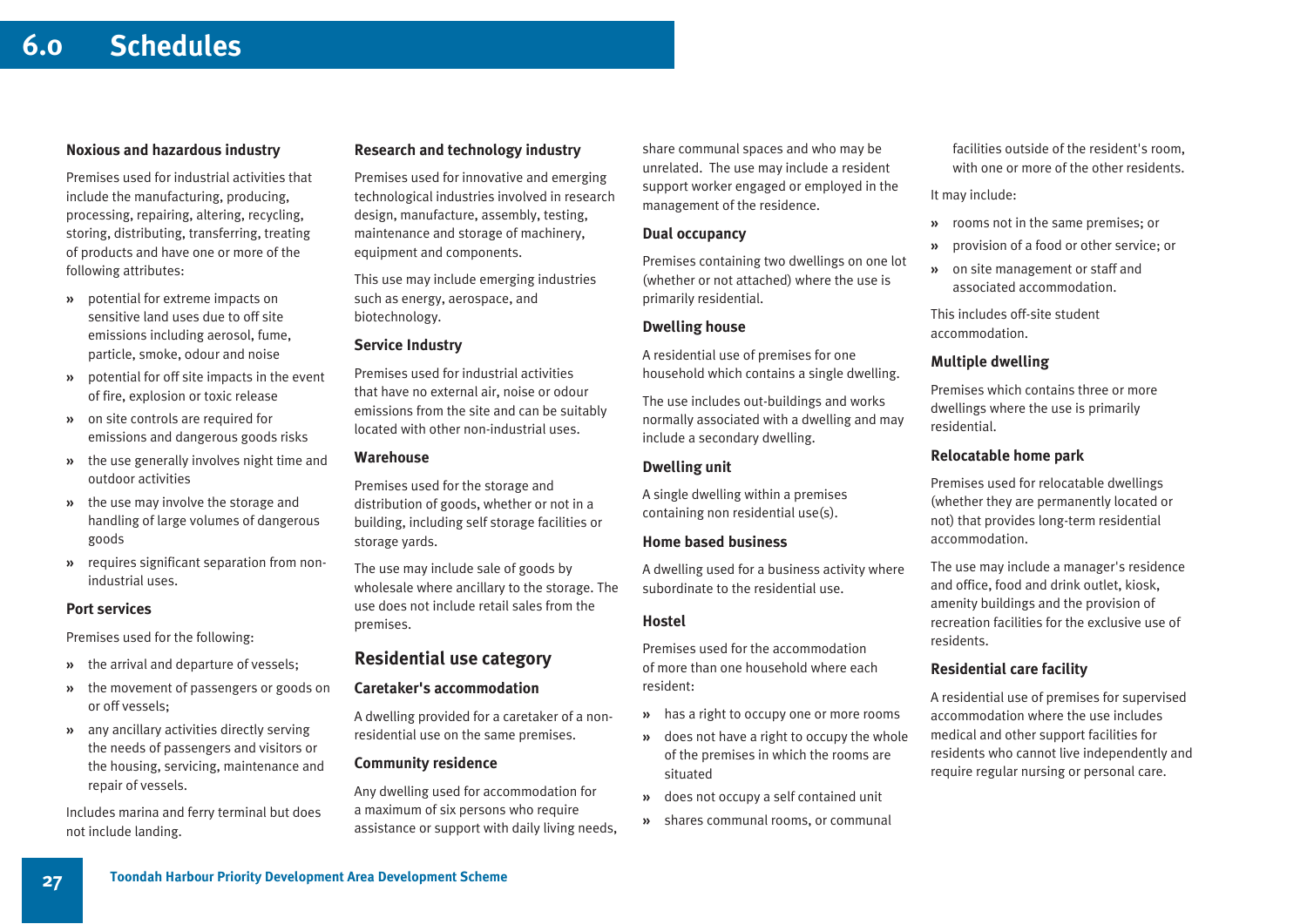# 6.0 Schedules

### Noxious and hazardous industry

Premises used for industrial activities that include the manufacturing, producing, processing, repairing, altering, recycling, storing, distributing, transferring, treating of products and have one or more of the following attributes:

- potential for extreme impacts on sensitive land uses due to off site emissions including aerosol, fume, particle, smoke, odour and noise
- potential for off site impacts in the event of fire, explosion or toxic release
- on site controls are required for emissions and dangerous goods risks
- the use generally involves night time and outdoor activities
- the use may involve the storage and handling of large volumes of dangerous goods
- requires significant separation from non-industrial uses.

### Port services

Premises used for the following:

- the arrival and departure of vessels;
- the movement of passengers or goods on or off vessels;
- any ancillary activities directly serving the needs of passengers and visitors or the housing, servicing, maintenance and repair of vessels.

Includes marina and ferry terminal but does not include landing.

### Research and technology industry

Premises used for innovative and emerging technological industries involved in research design, manufacture, assembly, testing, maintenance and storage of machinery, equipment and components.

This use may include emerging industries such as energy, aerospace, and biotechnology.

### Service Industry

Premises used for industrial activities that have no external air, noise or odour emissions from the site and can be suitably located with other non-industrial uses.

### Warehouse

Premises used for the storage and distribution of goods, whether or not in a building, including self storage facilities or storage yards.

The use may include sale of goods by wholesale where ancillary to the storage. The use does not include retail sales from the premises.

## Residential use category

### Caretaker's accommodation

A dwelling provided for a caretaker of a non-residential use on the same premises.

### Community residence

Any dwelling used for accommodation for a maximum of six persons who require assistance or support with daily living needs, share communal spaces and who may be unrelated. The use may include a resident support worker engaged or employed in the management of the residence.

### Dual occupancy

Premises containing two dwellings on one lot (whether or not attached) where the use is primarily residential.

### Dwelling house

A residential use of premises for one household which contains a single dwelling.

The use includes out-buildings and works normally associated with a dwelling and may include a secondary dwelling.

### Dwelling unit

A single dwelling within a premises containing non residential use(s).

### Home based business

A dwelling used for a business activity where subordinate to the residential use.

### Hostel

Premises used for the accommodation of more than one household where each resident:

- has a right to occupy one or more rooms
- does not have a right to occupy the whole of the premises in which the rooms are situated
- does not occupy a self contained unit
- shares communal rooms, or communal facilities outside of the resident's room, with one or more of the other residents.

It may include:

- rooms not in the same premises; or
- provision of a food or other service; or
- on site management or staff and associated accommodation.

This includes off-site student accommodation.

### Multiple dwelling

Premises which contains three or more dwellings where the use is primarily residential.

### Relocatable home park

Premises used for relocatable dwellings (whether they are permanently located or not) that provides long-term residential accommodation.

The use may include a manager's residence and office, food and drink outlet, kiosk, amenity buildings and the provision of recreation facilities for the exclusive use of residents.

### Residential care facility

A residential use of premises for supervised accommodation where the use includes medical and other support facilities for residents who cannot live independently and require regular nursing or personal care.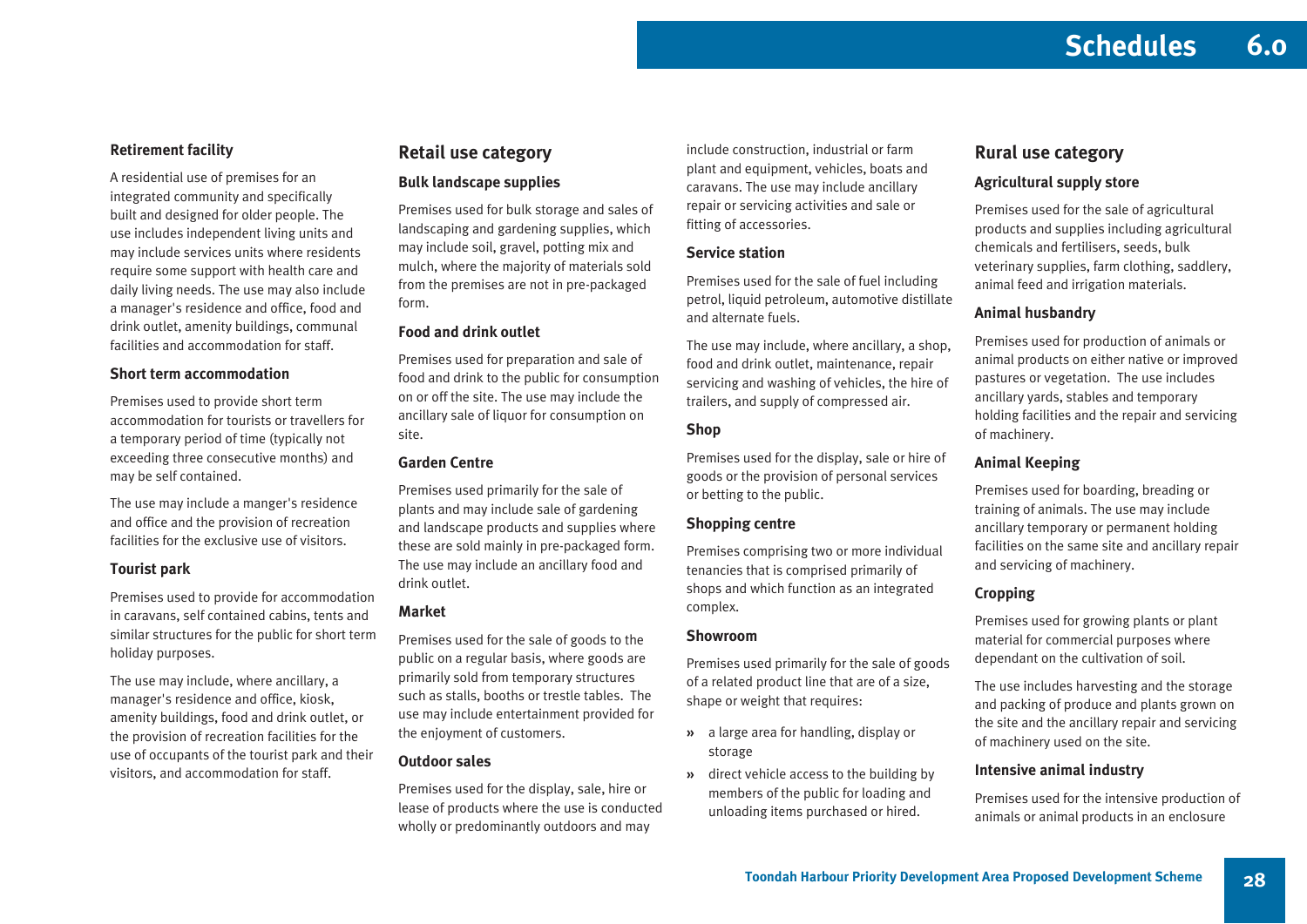#### Retirement facility

A residential use of premises for an integrated community and specifically built and designed for older people. The use includes independent living units and may include services units where residents require some support with health care and daily living needs. The use may also include a manager's residence and office, food and drink outlet, amenity buildings, communal facilities and accommodation for staff.

#### Short term accommodation

Premises used to provide short term accommodation for tourists or travellers for a temporary period of time (typically not exceeding three consecutive months) and may be self contained.

The use may include a manger's residence and office and the provision of recreation facilities for the exclusive use of visitors.

#### Tourist park

Premises used to provide for accommodation in caravans, self contained cabins, tents and similar structures for the public for short term holiday purposes.

The use may include, where ancillary, a manager's residence and office, kiosk, amenity buildings, food and drink outlet, or the provision of recreation facilities for the use of occupants of the tourist park and their visitors, and accommodation for staff.

### Retail use category

#### Bulk landscape supplies

Premises used for bulk storage and sales of landscaping and gardening supplies, which may include soil, gravel, potting mix and mulch, where the majority of materials sold from the premises are not in pre-packaged form.

#### Food and drink outlet

Premises used for preparation and sale of food and drink to the public for consumption on or off the site. The use may include the ancillary sale of liquor for consumption on site.

#### Garden Centre

Premises used primarily for the sale of plants and may include sale of gardening and landscape products and supplies where these are sold mainly in pre-packaged form. The use may include an ancillary food and drink outlet.

#### Market

Premises used for the sale of goods to the public on a regular basis, where goods are primarily sold from temporary structures such as stalls, booths or trestle tables. The use may include entertainment provided for the enjoyment of customers.

#### Outdoor sales

Premises used for the display, sale, hire or lease of products where the use is conducted wholly or predominantly outdoors and may include construction, industrial or farm plant and equipment, vehicles, boats and caravans. The use may include ancillary repair or servicing activities and sale or fitting of accessories.

#### Service station

Premises used for the sale of fuel including petrol, liquid petroleum, automotive distillate and alternate fuels.

The use may include, where ancillary, a shop, food and drink outlet, maintenance, repair servicing and washing of vehicles, the hire of trailers, and supply of compressed air.

#### Shop

Premises used for the display, sale or hire of goods or the provision of personal services or betting to the public.

#### Shopping centre

Premises comprising two or more individual tenancies that is comprised primarily of shops and which function as an integrated complex.

#### Showroom

Premises used primarily for the sale of goods of a related product line that are of a size, shape or weight that requires:

- a large area for handling, display or storage
- direct vehicle access to the building by members of the public for loading and unloading items purchased or hired.

### Rural use category

#### Agricultural supply store

Premises used for the sale of agricultural products and supplies including agricultural chemicals and fertilisers, seeds, bulk veterinary supplies, farm clothing, saddlery, animal feed and irrigation materials.

#### Animal husbandry

Premises used for production of animals or animal products on either native or improved pastures or vegetation. The use includes ancillary yards, stables and temporary holding facilities and the repair and servicing of machinery.

#### Animal Keeping

Premises used for boarding, breeding or training of animals. The use may include ancillary temporary or permanent holding facilities on the same site and ancillary repair and servicing of machinery.

#### Cropping

Premises used for growing plants or plant material for commercial purposes where dependant on the cultivation of soil.

The use includes harvesting and the storage and packing of produce and plants grown on the site and the ancillary repair and servicing of machinery used on the site.

#### Intensive animal industry

Premises used for the intensive production of animals or animal products in an enclosure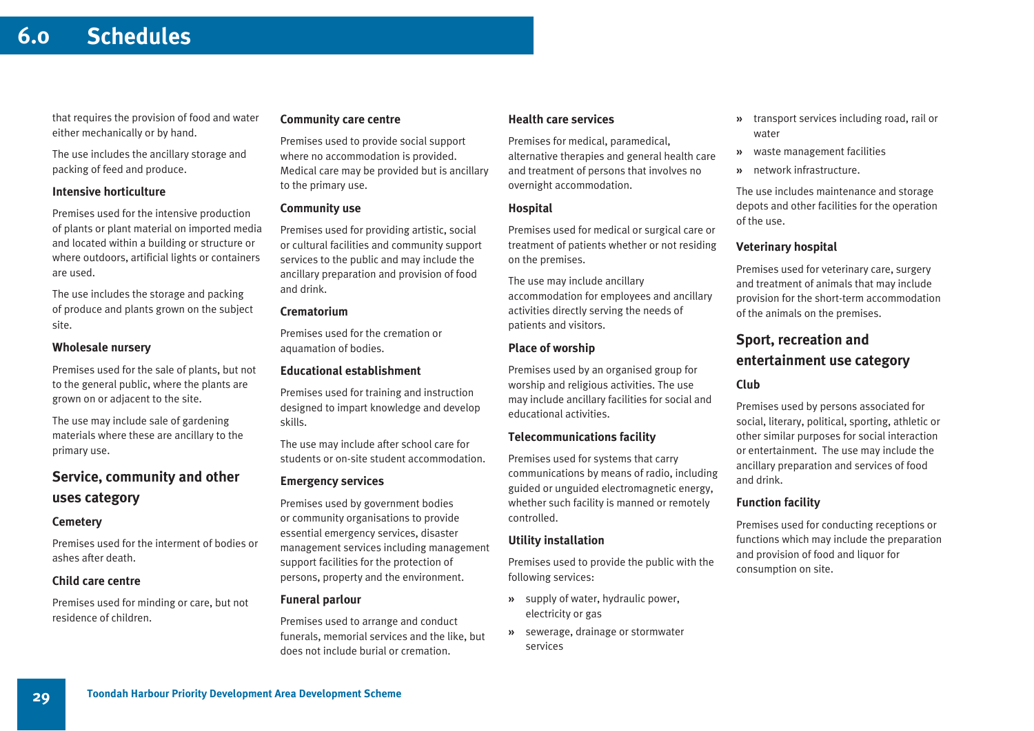that requires the provision of food and water either mechanically or by hand.

The use includes the ancillary storage and packing of feed and produce.

### Intensive horticulture

Premises used for the intensive production of plants or plant material on imported media and located within a building or structure or where outdoors, artificial lights or containers are used.

The use includes the storage and packing of produce and plants grown on the subject site.

### Wholesale nursery

Premises used for the sale of plants, but not to the general public, where the plants are grown on or adjacent to the site.

The use may include sale of gardening materials where these are ancillary to the primary use.

## Service, community and other uses category

### Cemetery

Premises used for the interment of bodies or ashes after death.

### Child care centre

Premises used for minding or care, but not residence of children.

### Community care centre

Premises used to provide social support where no accommodation is provided. Medical care may be provided but is ancillary to the primary use.

### Community use

Premises used for providing artistic, social or cultural facilities and community support services to the public and may include the ancillary preparation and provision of food and drink.

### Crematorium

Premises used for the cremation or aquamation of bodies.

### Educational establishment

Premises used for training and instruction designed to impart knowledge and develop skills.

The use may include after school care for students or on-site student accommodation.

### Emergency services

Premises used by government bodies or community organisations to provide essential emergency services, disaster management services including management support facilities for the protection of persons, property and the environment.

### Funeral parlour

Premises used to arrange and conduct funerals, memorial services and the like, but does not include burial or cremation.

### Health care services

Premises for medical, paramedical, alternative therapies and general health care and treatment of persons that involves no overnight accommodation.

### Hospital

Premises used for medical or surgical care or treatment of patients whether or not residing on the premises.

The use may include ancillary accommodation for employees and ancillary activities directly serving the needs of patients and visitors.

### Place of worship

Premises used by an organised group for worship and religious activities. The use may include ancillary facilities for social and educational activities.

### Telecommunications facility

Premises used for systems that carry communications by means of radio, including guided or unguided electromagnetic energy, whether such facility is manned or remotely controlled.

### Utility installation

Premises used to provide the public with the following services:

- supply of water, hydraulic power, electricity or gas
- sewerage, drainage or stormwater services
- transport services including road, rail or water
- waste management facilities
- network infrastructure.

The use includes maintenance and storage depots and other facilities for the operation of the use.

### Veterinary hospital

Premises used for veterinary care, surgery and treatment of animals that may include provision for the short-term accommodation of the animals on the premises.

## Sport, recreation and entertainment use category

### Club

Premises used by persons associated for social, literary, political, sporting, athletic or other similar purposes for social interaction or entertainment. The use may include the ancillary preparation and services of food and drink.

### Function facility

Premises used for conducting receptions or functions which may include the preparation and provision of food and liquor for consumption on site.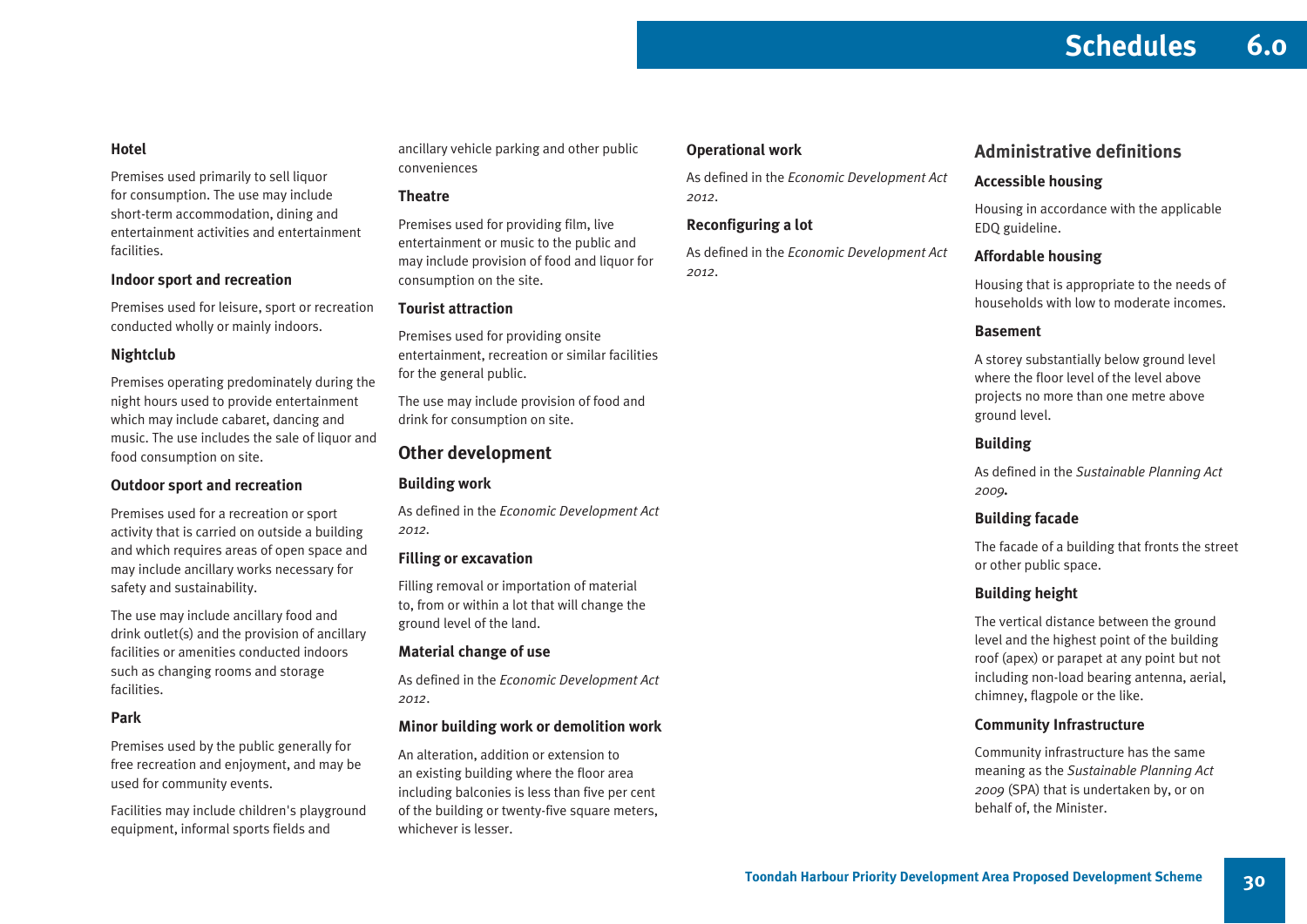### Hotel

Premises used primarily to sell liquor for consumption. The use may include short-term accommodation, dining and entertainment activities and entertainment facilities.

### Indoor sport and recreation

Premises used for leisure, sport or recreation conducted wholly or mainly indoors.

### Nightclub

Premises operating predominately during the night hours used to provide entertainment which may include cabaret, dancing and music. The use includes the sale of liquor and food consumption on site.

### Outdoor sport and recreation

Premises used for a recreation or sport activity that is carried on outside a building and which requires areas of open space and may include ancillary works necessary for safety and sustainability.

The use may include ancillary food and drink outlet(s) and the provision of ancillary facilities or amenities conducted indoors such as changing rooms and storage facilities.

### Park

Premises used by the public generally for free recreation and enjoyment, and may be used for community events.

Facilities may include children's playground equipment, informal sports fields and ancillary vehicle parking and other public conveniences

### Theatre

Premises used for providing film, live entertainment or music to the public and may include provision of food and liquor for consumption on the site.

### Tourist attraction

Premises used for providing onsite entertainment, recreation or similar facilities for the general public.

The use may include provision of food and drink for consumption on site.

## Other development

### Building work

As defined in the *Economic Development Act 2012*.

### Filling or excavation

Filling removal or importation of material to, from or within a lot that will change the ground level of the land.

### Material change of use

As defined in the *Economic Development Act 2012*.

### Minor building work or demolition work

An alteration, addition or extension to an existing building where the floor area including balconies is less than five per cent of the building or twenty-five square meters, whichever is lesser.

### Operational work

As defined in the *Economic Development Act 2012*.

### Reconfiguring a lot

As defined in the *Economic Development Act 2012*.

## Administrative definitions

### Accessible housing

Housing in accordance with the applicable EDQ guideline.

### Affordable housing

Housing that is appropriate to the needs of households with low to moderate incomes.

### Basement

A storey substantially below ground level where the floor level of the level above projects no more than one metre above ground level.

### Building

As defined in the *Sustainable Planning Act 2009*.

### Building facade

The facade of a building that fronts the street or other public space.

### Building height

The vertical distance between the ground level and the highest point of the building roof (apex) or parapet at any point but not including non-load bearing antenna, aerial, chimney, flagpole or the like.

### Community Infrastructure

Community infrastructure has the same meaning as the *Sustainable Planning Act 2009* (SPA) that is undertaken by, or on behalf of, the Minister.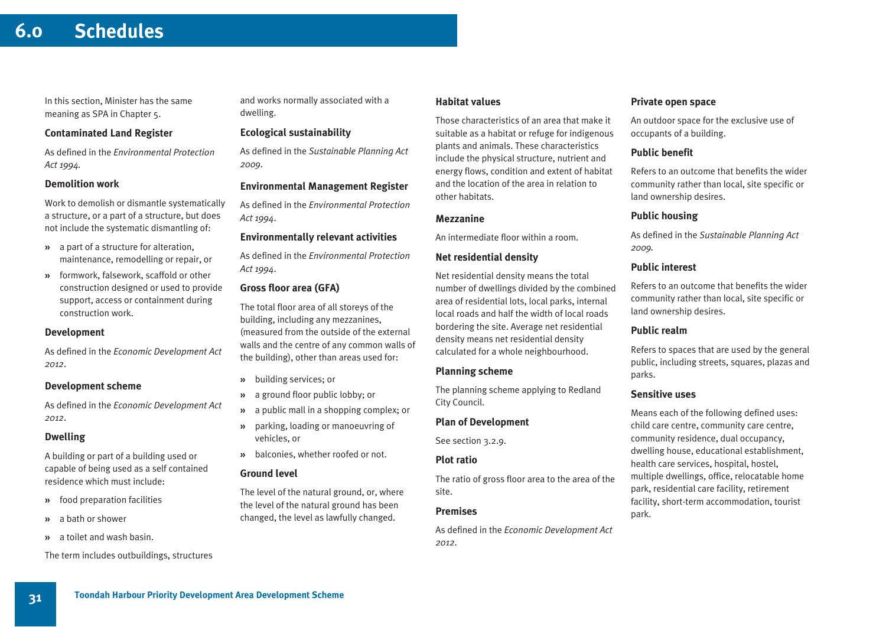# 6.0 Schedules

In this section, Minister has the same meaning as SPA in Chapter 5.

### Contaminated Land Register

As defined in the *Environmental Protection Act 1994*.

### Demolition work

Work to demolish or dismantle systematically a structure, or a part of a structure, but does not include the systematic dismantling of:

- a part of a structure for alteration, maintenance, remodelling or repair, or
- formwork, falsework, scaffold or other construction designed or used to provide support, access or containment during construction work.

### Development

As defined in the *Economic Development Act 2012*.

### Development scheme

As defined in the *Economic Development Act 2012*.

### Dwelling

A building or part of a building used or capable of being used as a self contained residence which must include:

- food preparation facilities
- a bath or shower
- a toilet and wash basin.

The term includes outbuildings, structures and works normally associated with a dwelling.

### Ecological sustainability

As defined in the *Sustainable Planning Act 2009*.

### Environmental Management Register

As defined in the *Environmental Protection Act 1994*.

### Environmentally relevant activities

As defined in the *Environmental Protection Act 1994*.

### Gross floor area (GFA)

The total floor area of all storeys of the building, including any mezzanines, (measured from the outside of the external walls and the centre of any common walls of the building), other than areas used for:

- building services; or
- a ground floor public lobby; or
- a public mall in a shopping complex; or
- parking, loading or manoeuvring of vehicles, or
- balconies, whether roofed or not.

### Ground level

The level of the natural ground, or, where the level of the natural ground has been changed, the level as lawfully changed.

### Habitat values

Those characteristics of an area that make it suitable as a habitat or refuge for indigenous plants and animals. These characteristics include the physical structure, nutrient and energy flows, condition and extent of habitat and the location of the area in relation to other habitats.

### Mezzanine

An intermediate floor within a room.

### Net residential density

Net residential density means the total number of dwellings divided by the combined area of residential lots, local parks, internal local roads and half the width of local roads bordering the site. Average net residential density means net residential density calculated for a whole neighbourhood.

### Planning scheme

The planning scheme applying to Redland City Council.

### Plan of Development

See section 3.2.9.

### Plot ratio

The ratio of gross floor area to the area of the site.

### Premises

As defined in the *Economic Development Act 2012*.

### Private open space

An outdoor space for the exclusive use of occupants of a building.

### Public benefit

Refers to an outcome that benefits the wider community rather than local, site specific or land ownership desires.

### Public housing

As defined in the *Sustainable Planning Act 2009*.

### Public interest

Refers to an outcome that benefits the wider community rather than local, site specific or land ownership desires.

### Public realm

Refers to spaces that are used by the general public, including streets, squares, plazas and parks.

### Sensitive uses

Means each of the following defined uses: child care centre, community care centre, community residence, dual occupancy, dwelling house, educational establishment, health care services, hospital, hostel, multiple dwellings, office, relocatable home park, residential care facility, retirement facility, short-term accommodation, tourist park.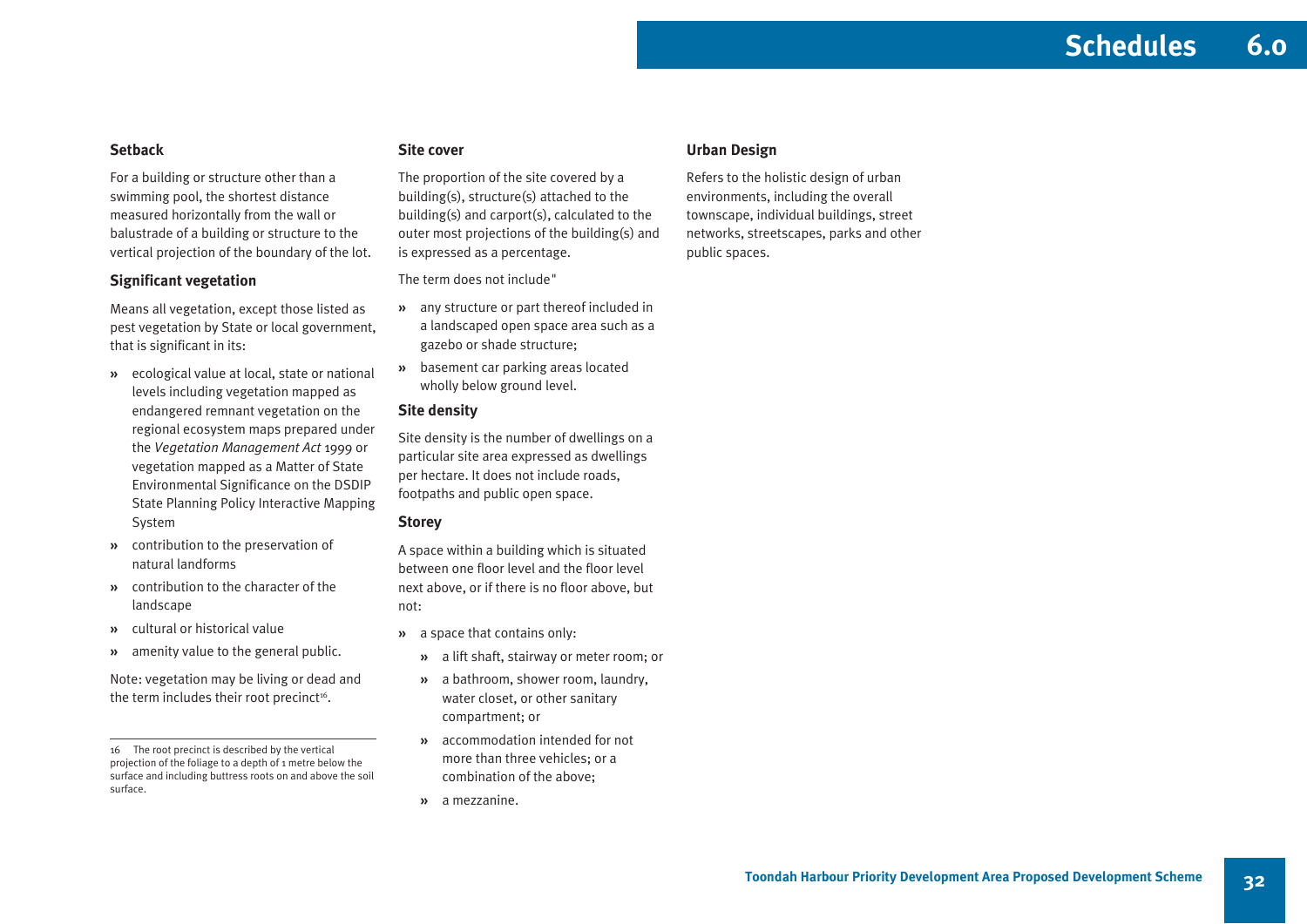### Setback

For a building or structure other than a swimming pool, the shortest distance measured horizontally from the wall or balustrade of a building or structure to the vertical projection of the boundary of the lot.

### Significant vegetation

Means all vegetation, except those listed as pest vegetation by State or local government, that is significant in its:

- ecological value at local, state or national levels including vegetation mapped as endangered remnant vegetation on the regional ecosystem maps prepared under the *Vegetation Management Act 1999* or vegetation mapped as a Matter of State Environmental Significance on the DSDIP State Planning Policy Interactive Mapping System
- contribution to the preservation of natural landforms
- contribution to the character of the landscape
- cultural or historical value
- amenity value to the general public.

Note: vegetation may be living or dead and the term includes their root precinct[16].

16 The root precinct is described by the vertical projection of the foliage to a depth of 1 metre below the surface and including buttress roots on and above the soil surface.

### Site cover

The proportion of the site covered by a building(s), structure(s) attached to the building(s) and carport(s), calculated to the outer most projections of the building(s) and is expressed as a percentage.

The term does not include"

- any structure or part thereof included in a landscaped open space area such as a gazebo or shade structure;
- basement car parking areas located wholly below ground level.

### Site density

Site density is the number of dwellings on a particular site area expressed as dwellings per hectare. It does not include roads, footpaths and public open space.

### Storey

A space within a building which is situated between one floor level and the floor level next above, or if there is no floor above, but not:

- a space that contains only:
  - a lift shaft, stairway or meter room; or
  - a bathroom, shower room, laundry, water closet, or other sanitary compartment; or
  - accommodation intended for not more than three vehicles; or a combination of the above;
  - a mezzanine.

### Urban Design

Refers to the holistic design of urban environments, including the overall townscape, individual buildings, street networks, streetscapes, parks and other public spaces.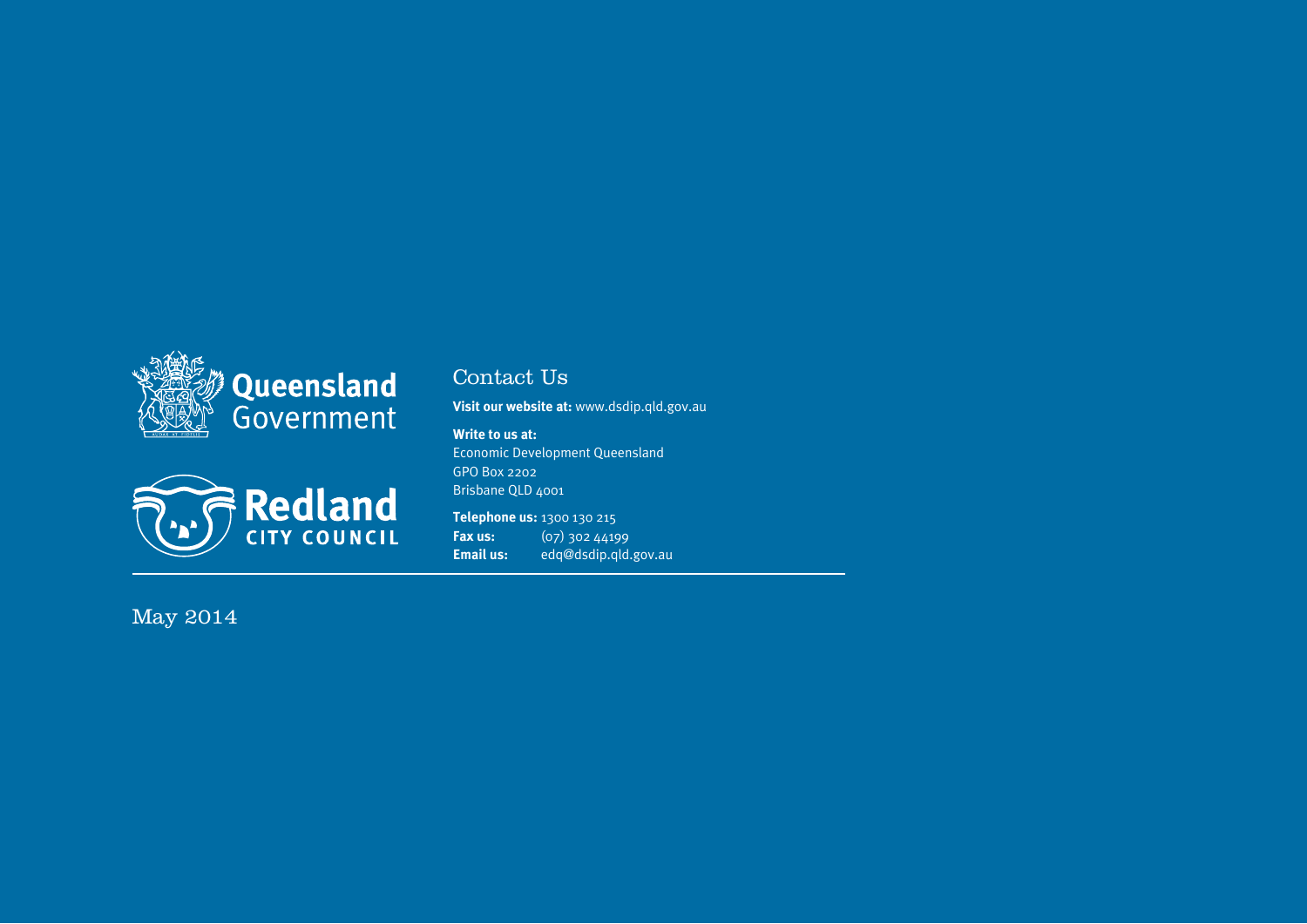Queensland Government

Redland CITY COUNCIL

## Contact Us

**Visit our website at:** www.dsdip.qld.gov.au

**Write to us at:**
Economic Development Queensland
GPO Box 2202
Brisbane QLD 4001

**Telephone us:** 1300 130 215
**Fax us:** (07) 302 44199
**Email us:** edq@dsdip.qld.gov.au

May 2014